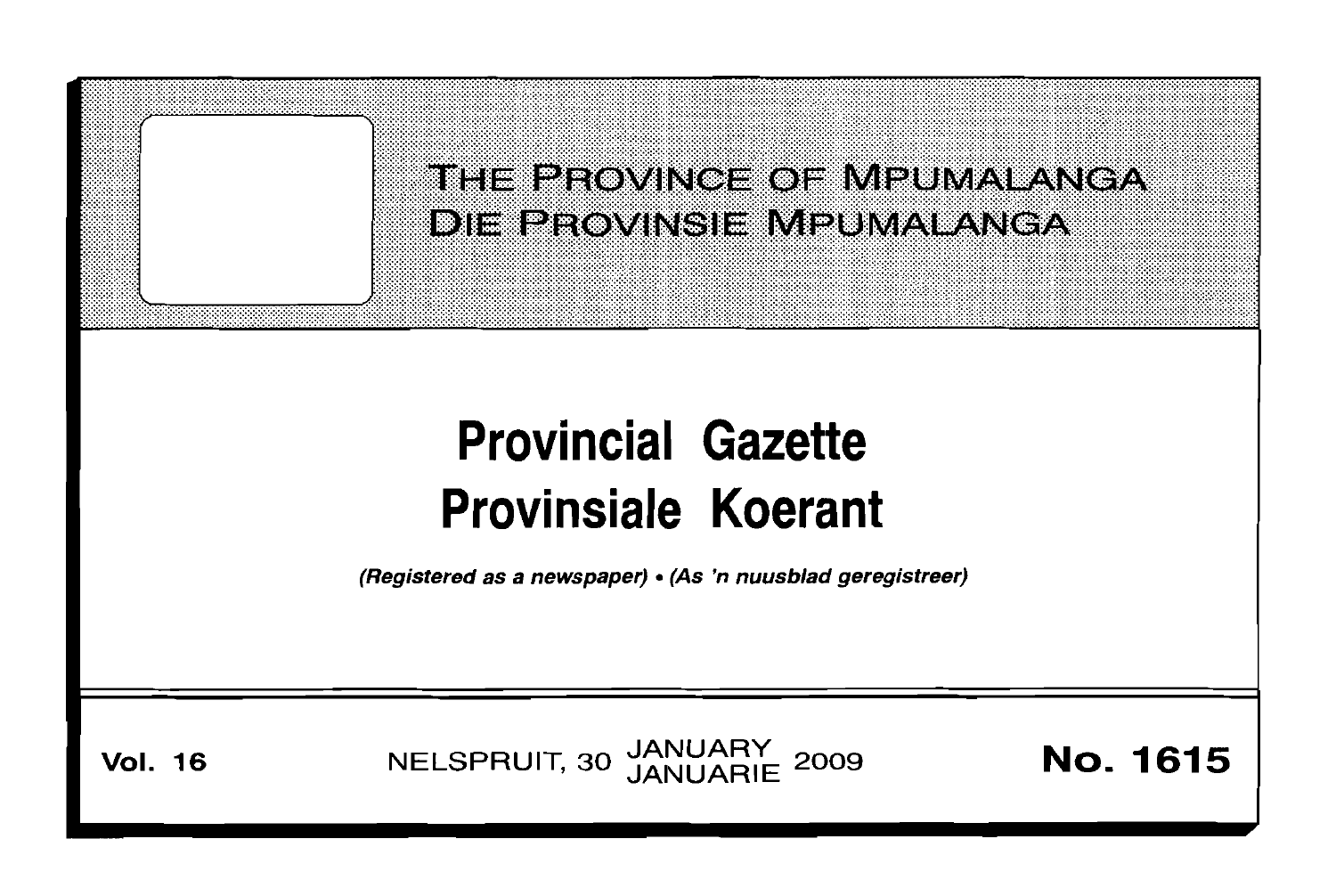THE PROVINCE OF MPUMALANGA
DIE PROVINSIE MPUMALANGA

# Provincial Gazette
# Provinsiale Koerant

*(Registered as a newspaper) • (As 'n nuusblad geregistreer)*

**Vol. 16** NELSPRUIT, 30 JANUARY JANUARIE 2009 **No. 1615**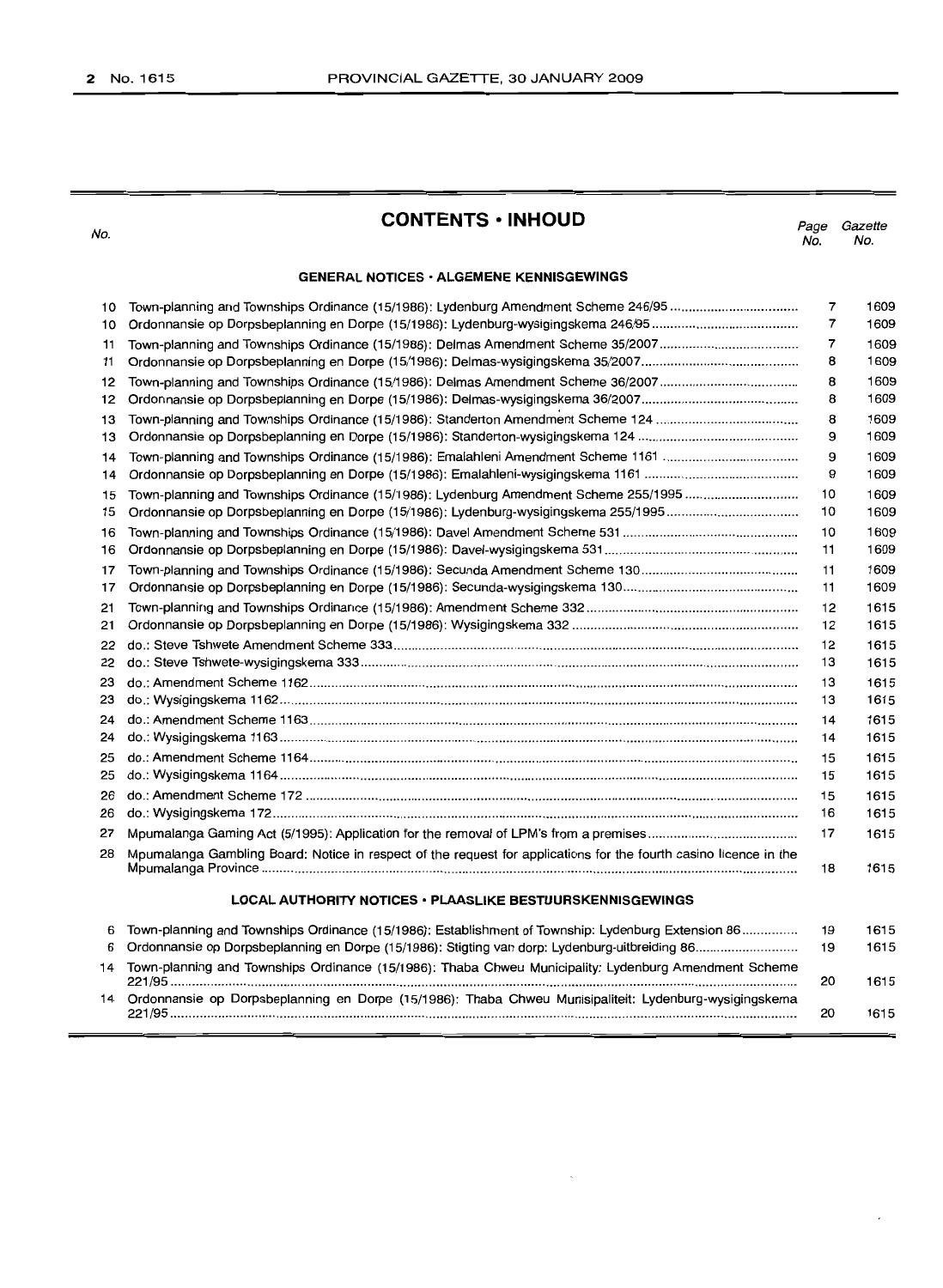# CONTENTS • INHOUD

## GENERAL NOTICES • ALGEMENE KENNISGEWINGS

| No. | | Page No. | Gazette No. |
|---|---|---|---|
| 10 | Town-planning and Townships Ordinance (15/1986): Lydenburg Amendment Scheme 246/95 | 7 | 1609 |
| 10 | Ordonnansie op Dorpsbeplanning en Dorpe (15/1986): Lydenburg-wysigingskema 246/95 | 7 | 1609 |
| 11 | Town-planning and Townships Ordinance (15/1986): Delmas Amendment Scheme 35/2007 | 7 | 1609 |
| 11 | Ordonnansie op Dorpsbeplanning en Dorpe (15/1986): Delmas-wysigingskema 35/2007 | 8 | 1609 |
| 12 | Town-planning and Townships Ordinance (15/1986): Delmas Amendment Scheme 36/2007 | 8 | 1609 |
| 12 | Ordonnansie op Dorpsbeplanning en Dorpe (15/1986): Delmas-wysigingskema 36/2007 | 8 | 1609 |
| 13 | Town-planning and Townships Ordinance (15/1986): Standerton Amendment Scheme 124 | 8 | 1609 |
| 13 | Ordonnansie op Dorpsbeplanning en Dorpe (15/1986): Standerton-wysigingskema 124 | 9 | 1609 |
| 14 | Town-planning and Townships Ordinance (15/1986): Emalahleni Amendment Scheme 1161 | 9 | 1609 |
| 14 | Ordonnansie op Dorpsbeplanning en Dorpe (15/1986): Emalahleni-wysigingskema 1161 | 9 | 1609 |
| 15 | Town-planning and Townships Ordinance (15/1986): Lydenburg Amendment Scheme 255/1995 | 10 | 1609 |
| 15 | Ordonnansie op Dorpsbeplanning en Dorpe (15/1986): Lydenburg-wysigingskema 255/1995 | 10 | 1609 |
| 16 | Town-planning and Townships Ordinance (15/1986): Davel Amendment Scheme 531 | 10 | 1609 |
| 16 | Ordonnansie op Dorpsbeplanning en Dorpe (15/1986): Davel-wysigingskema 531 | 11 | 1609 |
| 17 | Town-planning and Townships Ordinance (15/1986): Secunda Amendment Scheme 130 | 11 | 1609 |
| 17 | Ordonnansie op Dorpsbeplanning en Dorpe (15/1986): Secunda-wysigingskema 130 | 11 | 1609 |
| 21 | Town-planning and Townships Ordinance (15/1986): Amendment Scheme 332 | 12 | 1615 |
| 21 | Ordonnansie op Dorpsbeplanning en Dorpe (15/1986): Wysigingskema 332 | 12 | 1615 |
| 22 | do.: Steve Tshwete Amendment Scheme 333 | 12 | 1615 |
| 22 | do.: Steve Tshwete-wysigingskema 333 | 13 | 1615 |
| 23 | do.: Amendment Scheme 1162 | 13 | 1615 |
| 23 | do.: Wysigingskema 1162 | 13 | 1615 |
| 24 | do.: Amendment Scheme 1163 | 14 | 1615 |
| 24 | do.: Wysigingskema 1163 | 14 | 1615 |
| 25 | do.: Amendment Scheme 1164 | 15 | 1615 |
| 25 | do.: Wysigingskema 1164 | 15 | 1615 |
| 26 | do.: Amendment Scheme 172 | 15 | 1615 |
| 26 | do.: Wysigingskema 172 | 16 | 1615 |
| 27 | Mpumalanga Gaming Act (5/1995): Application for the removal of LPM's from a premises | 17 | 1615 |
| 28 | Mpumalanga Gambling Board: Notice in respect of the request for applications for the fourth casino licence in the Mpumalanga Province | 18 | 1615 |

## LOCAL AUTHORITY NOTICES • PLAASLIKE BESTUURSKENNISGEWINGS

| No. | | Page No. | Gazette No. |
|---|---|---|---|
| 6 | Town-planning and Townships Ordinance (15/1986): Establishment of Township: Lydenburg Extension 86 | 19 | 1615 |
| 6 | Ordonnansie op Dorpsbeplanning en Dorpe (15/1986): Stigting van dorp: Lydenburg-uitbreiding 86 | 19 | 1615 |
| 14 | Town-planning and Townships Ordinance (15/1986): Thaba Chweu Municipality: Lydenburg Amendment Scheme 221/95 | 20 | 1615 |
| 14 | Ordonnansie op Dorpsbeplanning en Dorpe (15/1986): Thaba Chweu Munisipaliteit: Lydenburg-wysigingskema 221/95 | 20 | 1615 |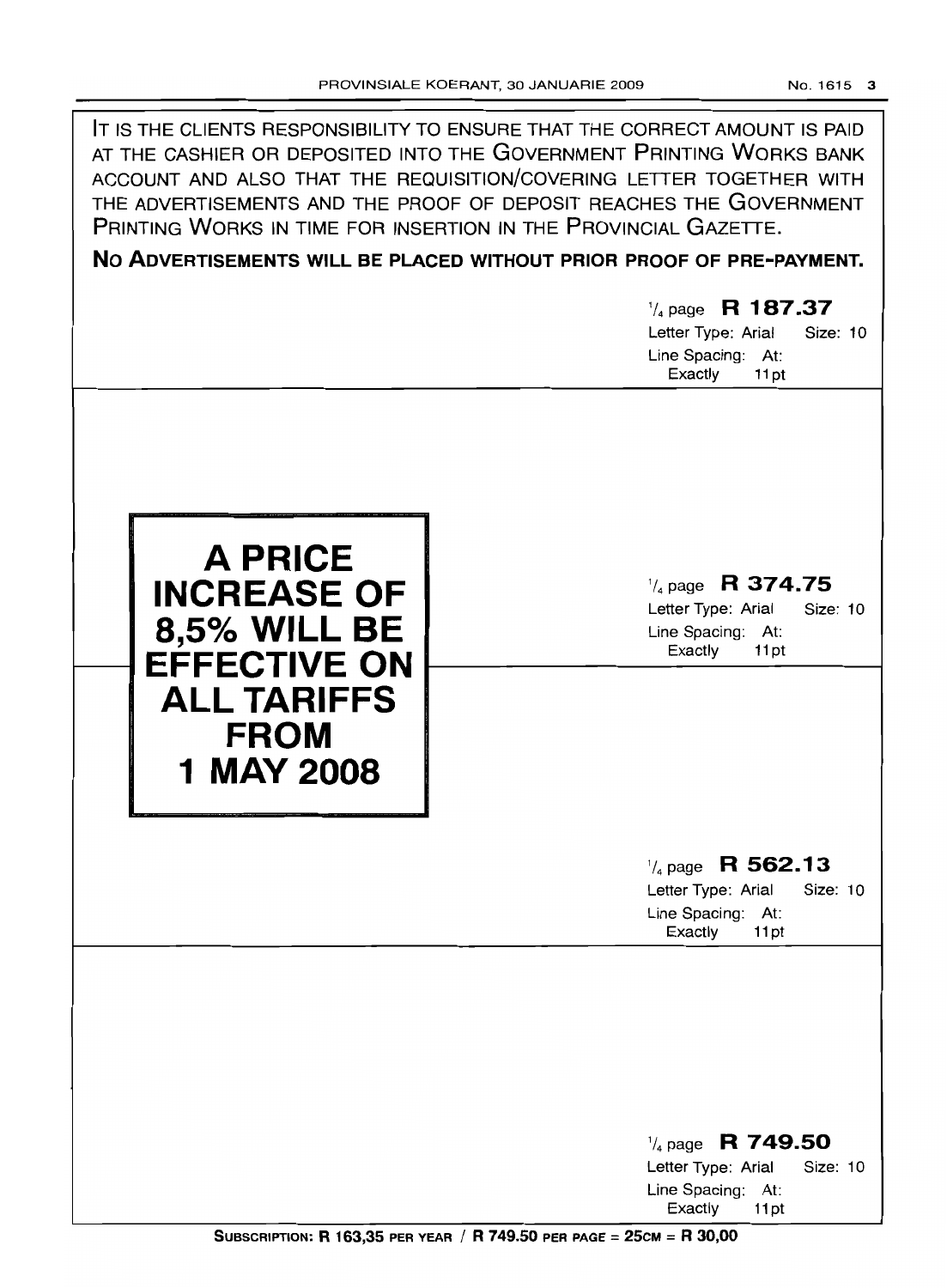IT IS THE CLIENTS RESPONSIBILITY TO ENSURE THAT THE CORRECT AMOUNT IS PAID AT THE CASHIER OR DEPOSITED INTO THE GOVERNMENT PRINTING WORKS BANK ACCOUNT AND ALSO THAT THE REQUISITION/COVERING LETTER TOGETHER WITH THE ADVERTISEMENTS AND THE PROOF OF DEPOSIT REACHES THE GOVERNMENT PRINTING WORKS IN TIME FOR INSERTION IN THE PROVINCIAL GAZETTE.

**NO ADVERTISEMENTS WILL BE PLACED WITHOUT PRIOR PROOF OF PRE-PAYMENT.**

¼ page **R 187.37**
Letter Type: Arial Size: 10
Line Spacing: At: Exactly 11pt

**A PRICE INCREASE OF 8,5% WILL BE EFFECTIVE ON ALL TARIFFS FROM 1 MAY 2008**

¼ page **R 374.75**
Letter Type: Arial Size: 10
Line Spacing: At: Exactly 11pt

¼ page **R 562.13**
Letter Type: Arial Size: 10
Line Spacing: At: Exactly 11pt

¼ page **R 749.50**
Letter Type: Arial Size: 10
Line Spacing: At: Exactly 11pt

**SUBSCRIPTION: R 163,35 PER YEAR / R 749.50 PER PAGE = 25CM = R 30,00**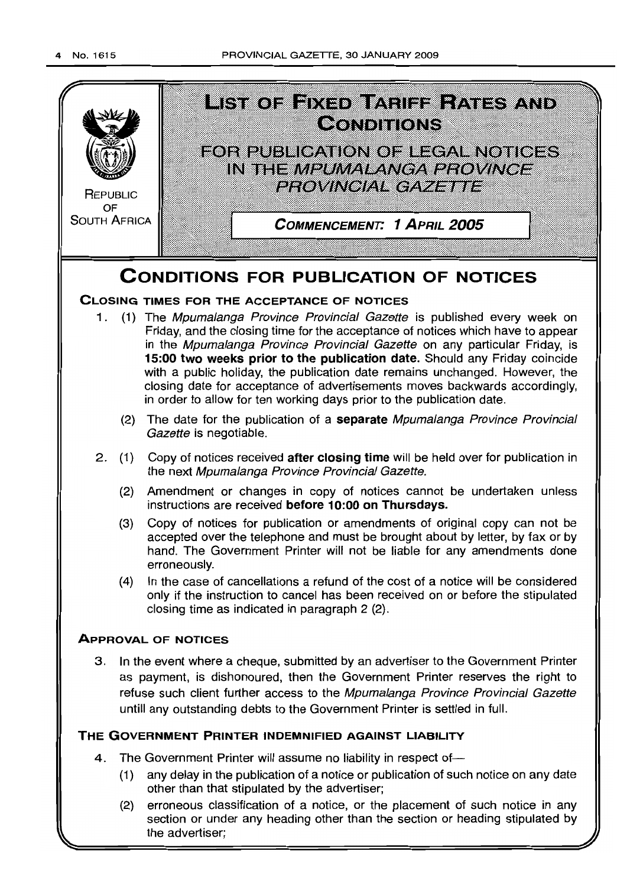# LIST OF FIXED TARIFF RATES AND CONDITIONS

## FOR PUBLICATION OF LEGAL NOTICES IN THE *MPUMALANGA PROVINCE PROVINCIAL GAZETTE*

REPUBLIC OF SOUTH AFRICA

**COMMENCEMENT: 1 APRIL 2005**

# CONDITIONS FOR PUBLICATION OF NOTICES

### CLOSING TIMES FOR THE ACCEPTANCE OF NOTICES

1. (1) The *Mpumalanga Province Provincial Gazette* is published every week on Friday, and the closing time for the acceptance of notices which have to appear in the *Mpumalanga Province Provincial Gazette* on any particular Friday, is **15:00 two weeks prior to the publication date.** Should any Friday coincide with a public holiday, the publication date remains unchanged. However, the closing date for acceptance of advertisements moves backwards accordingly, in order to allow for ten working days prior to the publication date.

   (2) The date for the publication of a **separate** *Mpumalanga Province Provincial Gazette* is negotiable.

2. (1) Copy of notices received **after closing time** will be held over for publication in the next *Mpumalanga Province Provincial Gazette.*

   (2) Amendment or changes in copy of notices cannot be undertaken unless instructions are received **before 10:00 on Thursdays.**

   (3) Copy of notices for publication or amendments of original copy can not be accepted over the telephone and must be brought about by letter, by fax or by hand. The Government Printer will not be liable for any amendments done erroneously.

   (4) In the case of cancellations a refund of the cost of a notice will be considered only if the instruction to cancel has been received on or before the stipulated closing time as indicated in paragraph 2 (2).

### APPROVAL OF NOTICES

3. In the event where a cheque, submitted by an advertiser to the Government Printer as payment, is dishonoured, then the Government Printer reserves the right to refuse such client further access to the *Mpumalanga Province Provincial Gazette* untill any outstanding debts to the Government Printer is settled in full.

### THE GOVERNMENT PRINTER INDEMNIFIED AGAINST LIABILITY

4. The Government Printer will assume no liability in respect of—

   (1) any delay in the publication of a notice or publication of such notice on any date other than that stipulated by the advertiser;

   (2) erroneous classification of a notice, or the placement of such notice in any section or under any heading other than the section or heading stipulated by the advertiser;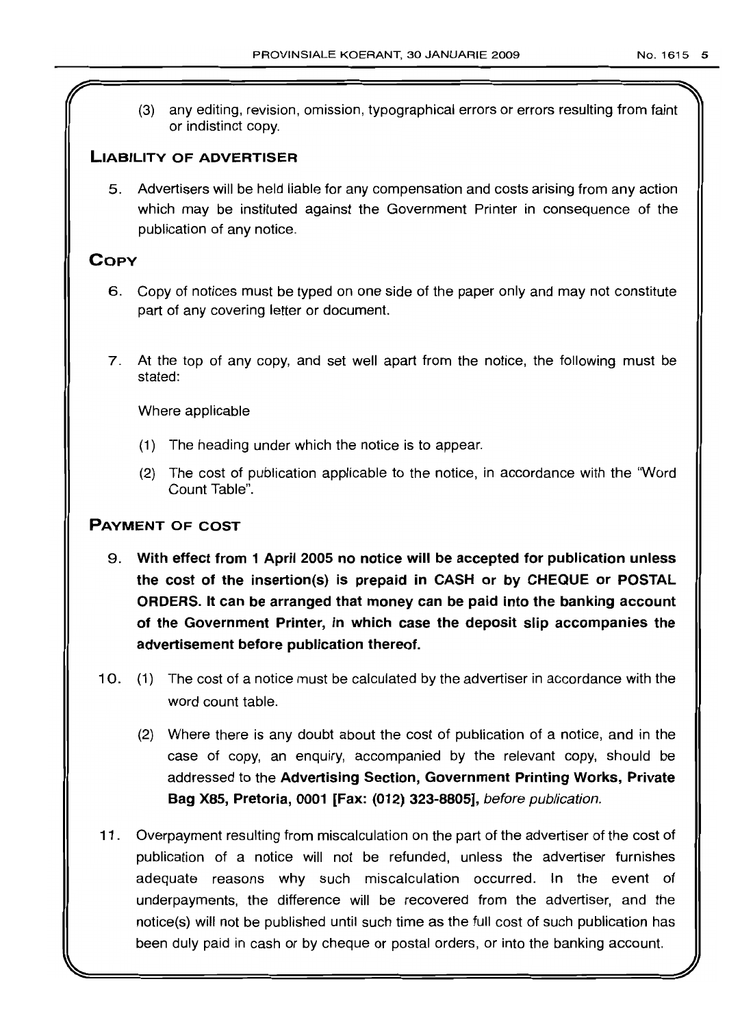(3) any editing, revision, omission, typographical errors or errors resulting from faint or indistinct copy.

## LIABILITY OF ADVERTISER

5. Advertisers will be held liable for any compensation and costs arising from any action which may be instituted against the Government Printer in consequence of the publication of any notice.

## COPY

6. Copy of notices must be typed on one side of the paper only and may not constitute part of any covering letter or document.

7. At the top of any copy, and set well apart from the notice, the following must be stated:

   Where applicable

   (1) The heading under which the notice is to appear.

   (2) The cost of publication applicable to the notice, in accordance with the "Word Count Table".

## PAYMENT OF COST

9. **With effect from 1 April 2005 no notice will be accepted for publication unless the cost of the insertion(s) is prepaid in CASH or by CHEQUE or POSTAL ORDERS. It can be arranged that money can be paid into the banking account of the Government Printer, in which case the deposit slip accompanies the advertisement before publication thereof.**

10. (1) The cost of a notice must be calculated by the advertiser in accordance with the word count table.

    (2) Where there is any doubt about the cost of publication of a notice, and in the case of copy, an enquiry, accompanied by the relevant copy, should be addressed to the **Advertising Section, Government Printing Works, Private Bag X85, Pretoria, 0001 [Fax: (012) 323-8805],** *before publication.*

11. Overpayment resulting from miscalculation on the part of the advertiser of the cost of publication of a notice will not be refunded, unless the advertiser furnishes adequate reasons why such miscalculation occurred. In the event of underpayments, the difference will be recovered from the advertiser, and the notice(s) will not be published until such time as the full cost of such publication has been duly paid in cash or by cheque or postal orders, or into the banking account.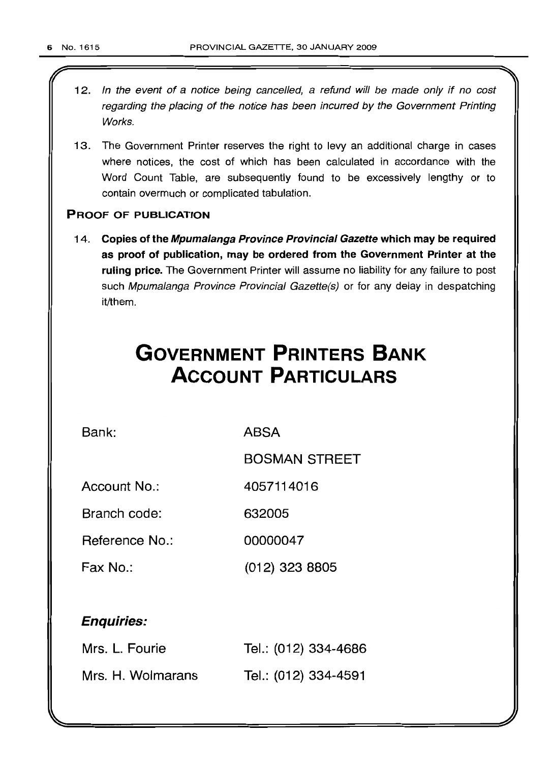12. *In the event of a notice being cancelled, a refund will be made only if no cost regarding the placing of the notice has been incurred by the Government Printing Works.*

13. The Government Printer reserves the right to levy an additional charge in cases where notices, the cost of which has been calculated in accordance with the Word Count Table, are subsequently found to be excessively lengthy or to contain overmuch or complicated tabulation.

**PROOF OF PUBLICATION**

14. **Copies of the *Mpumalanga Province Provincial Gazette* which may be required as proof of publication, may be ordered from the Government Printer at the ruling price.** The Government Printer will assume no liability for any failure to post such *Mpumalanga Province Provincial Gazette(s)* or for any delay in despatching it/them.

# GOVERNMENT PRINTERS BANK ACCOUNT PARTICULARS

| | |
|---|---|
| Bank: | ABSA |
| | BOSMAN STREET |
| Account No.: | 4057114016 |
| Branch code: | 632005 |
| Reference No.: | 00000047 |
| Fax No.: | (012) 323 8805 |

***Enquiries:***

| | |
|---|---|
| Mrs. L. Fourie | Tel.: (012) 334-4686 |
| Mrs. H. Wolmarans | Tel.: (012) 334-4591 |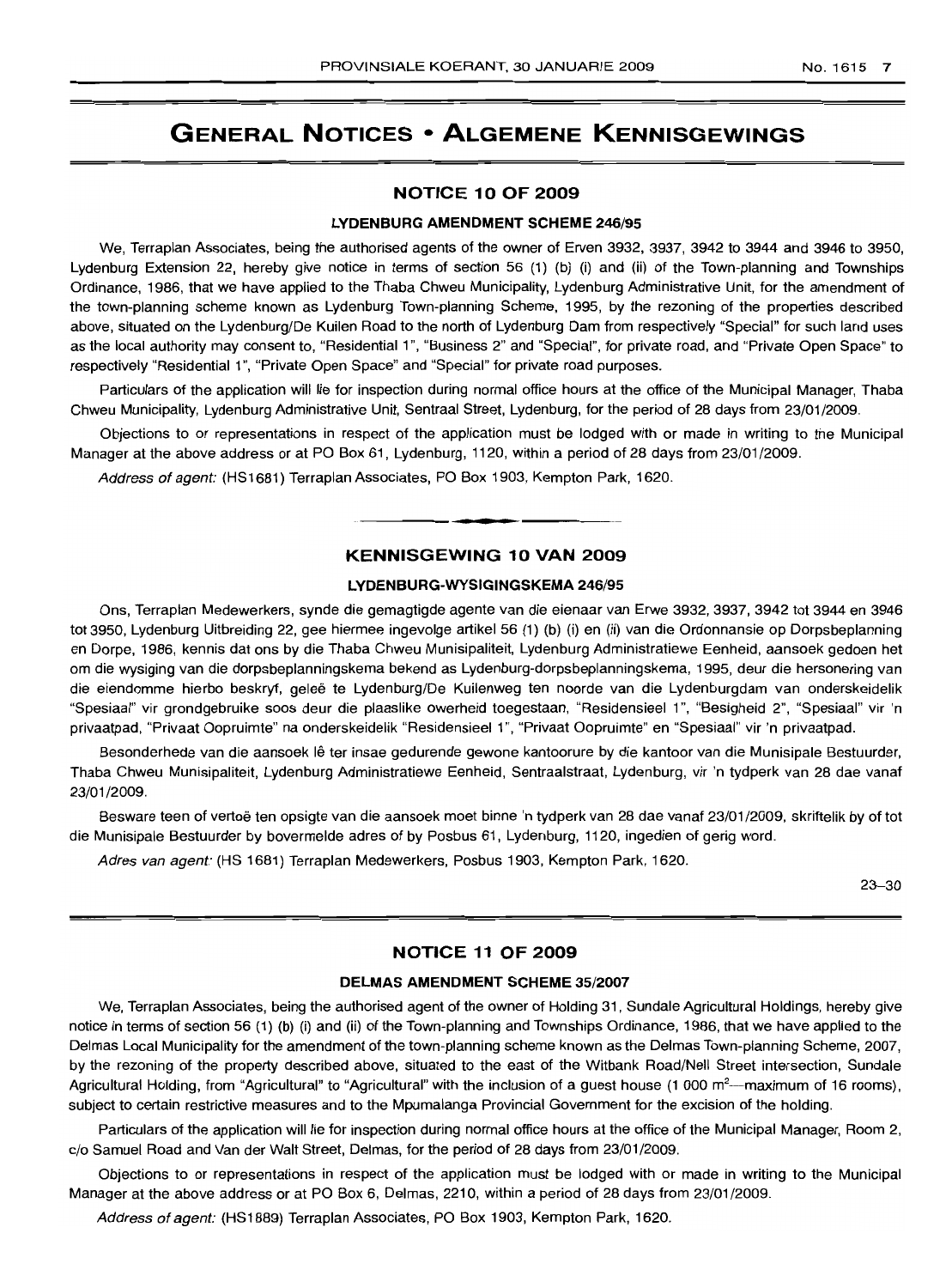# GENERAL NOTICES • ALGEMENE KENNISGEWINGS

## NOTICE 10 OF 2009

### LYDENBURG AMENDMENT SCHEME 246/95

We, Terraplan Associates, being the authorised agents of the owner of Erven 3932, 3937, 3942 to 3944 and 3946 to 3950, Lydenburg Extension 22, hereby give notice in terms of section 56 (1) (b) (i) and (ii) of the Town-planning and Townships Ordinance, 1986, that we have applied to the Thaba Chweu Municipality, Lydenburg Administrative Unit, for the amendment of the town-planning scheme known as Lydenburg Town-planning Scheme, 1995, by the rezoning of the properties described above, situated on the Lydenburg/De Kuilen Road to the north of Lydenburg Dam from respectively "Special" for such land uses as the local authority may consent to, "Residential 1", "Business 2" and "Special", for private road, and "Private Open Space" to respectively "Residential 1", "Private Open Space" and "Special" for private road purposes.

Particulars of the application will lie for inspection during normal office hours at the office of the Municipal Manager, Thaba Chweu Municipality, Lydenburg Administrative Unit, Sentraal Street, Lydenburg, for the period of 28 days from 23/01/2009.

Objections to or representations in respect of the application must be lodged with or made in writing to the Municipal Manager at the above address or at PO Box 61, Lydenburg, 1120, within a period of 28 days from 23/01/2009.

*Address of agent:* (HS1681) Terraplan Associates, PO Box 1903, Kempton Park, 1620.

---

## KENNISGEWING 10 VAN 2009

### LYDENBURG-WYSIGINGSKEMA 246/95

Ons, Terraplan Medewerkers, synde die gemagtigde agente van die eienaar van Erwe 3932, 3937, 3942 tot 3944 en 3946 tot 3950, Lydenburg Uitbreiding 22, gee hiermee ingevolge artikel 56 (1) (b) (i) en (ii) van die Ordonnansie op Dorpsbeplanning en Dorpe, 1986, kennis dat ons by die Thaba Chweu Munisipaliteit, Lydenburg Administratiewe Eenheid, aansoek gedoen het om die wysiging van die dorpsbeplanningskema bekend as Lydenburg-dorpsbeplanningskema, 1995, deur die hersonering van die eiendomme hierbo beskryf, geleë te Lydenburg/De Kuilenweg ten noorde van die Lydenburgdam van onderskeidelik "Spesiaal" vir grondgebruike soos deur die plaaslike owerheid toegestaan, "Residensieel 1", "Besigheid 2", "Spesiaal" vir 'n privaatpad, "Privaat Oopruimte" na onderskeidelik "Residensieel 1", "Privaat Oopruimte" en "Spesiaal" vir 'n privaatpad.

Besonderhede van die aansoek lê ter insae gedurende gewone kantoorure by die kantoor van die Munisipale Bestuurder, Thaba Chweu Munisipaliteit, Lydenburg Administratiewe Eenheid, Sentraalstraat, Lydenburg, vir 'n tydperk van 28 dae vanaf 23/01/2009.

Besware teen of vertoë ten opsigte van die aansoek moet binne 'n tydperk van 28 dae vanaf 23/01/2009, skriftelik by of tot die Munisipale Bestuurder by bovermelde adres of by Posbus 61, Lydenburg, 1120, ingedien of gerig word.

*Adres van agent:* (HS 1681) Terraplan Medewerkers, Posbus 1903, Kempton Park, 1620.

23–30

---

## NOTICE 11 OF 2009

### DELMAS AMENDMENT SCHEME 35/2007

We, Terraplan Associates, being the authorised agent of the owner of Holding 31, Sundale Agricultural Holdings, hereby give notice in terms of section 56 (1) (b) (i) and (ii) of the Town-planning and Townships Ordinance, 1986, that we have applied to the Delmas Local Municipality for the amendment of the town-planning scheme known as the Delmas Town-planning Scheme, 2007, by the rezoning of the property described above, situated to the east of the Witbank Road/Nell Street intersection, Sundale Agricultural Holding, from "Agricultural" to "Agricultural" with the inclusion of a guest house (1 000 $m^2$—maximum of 16 rooms), subject to certain restrictive measures and to the Mpumalanga Provincial Government for the excision of the holding.

Particulars of the application will lie for inspection during normal office hours at the office of the Municipal Manager, Room 2, c/o Samuel Road and Van der Walt Street, Delmas, for the period of 28 days from 23/01/2009.

Objections to or representations in respect of the application must be lodged with or made in writing to the Municipal Manager at the above address or at PO Box 6, Delmas, 2210, within a period of 28 days from 23/01/2009.

*Address of agent:* (HS1889) Terraplan Associates, PO Box 1903, Kempton Park, 1620.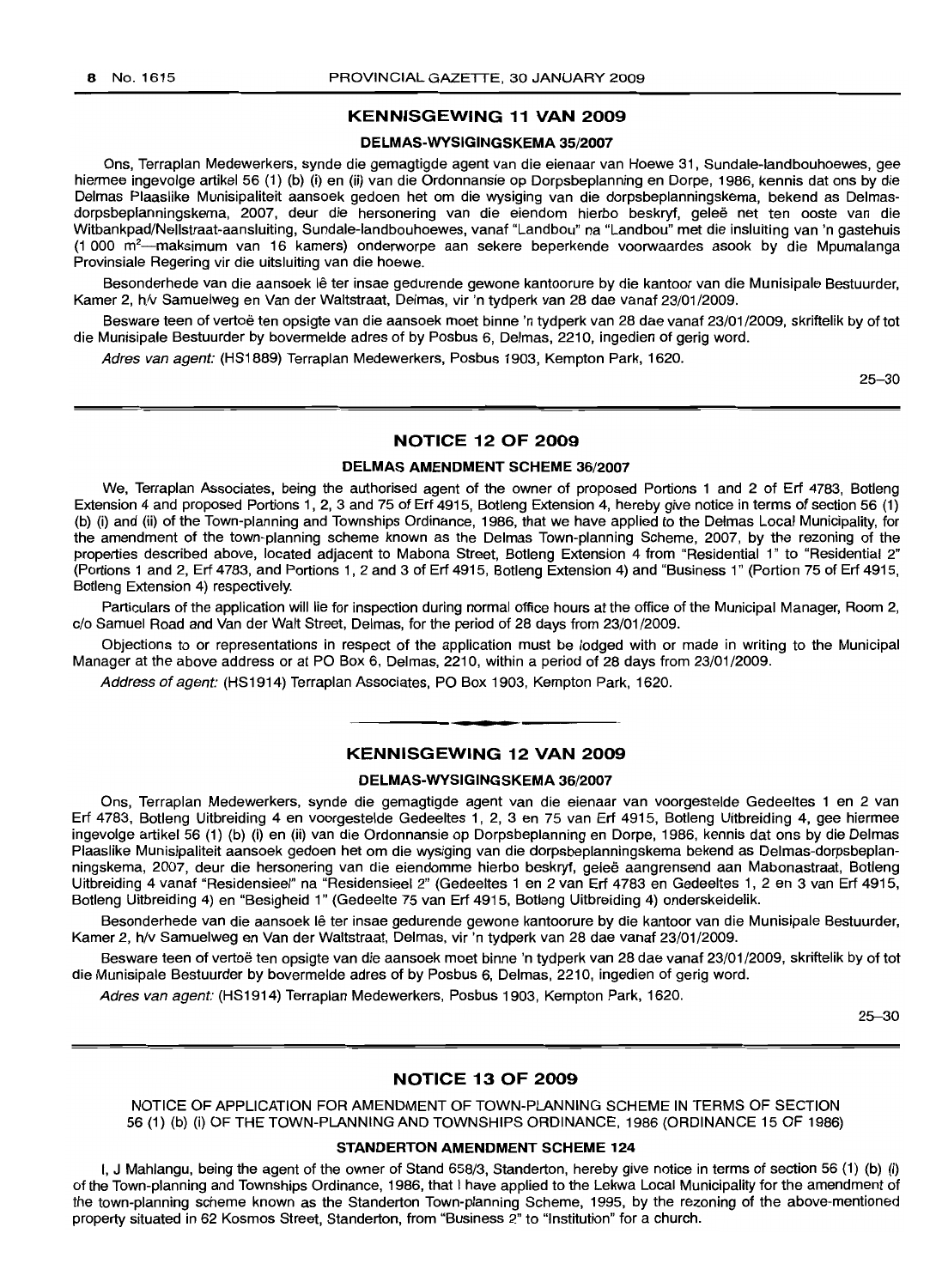## KENNISGEWING 11 VAN 2009

### DELMAS-WYSIGINGSKEMA 35/2007

Ons, Terraplan Medewerkers, synde die gemagtigde agent van die eienaar van Hoewe 31, Sundale-landbouhoewes, gee hiermee ingevolge artikel 56 (1) (b) (i) en (ii) van die Ordonnansie op Dorpsbeplanning en Dorpe, 1986, kennis dat ons by die Delmas Plaaslike Munisipaliteit aansoek gedoen het om die wysiging van die dorpsbeplanningskema, bekend as Delmas-dorpsbeplanningskema, 2007, deur die hersonering van die eiendom hierbo beskryf, geleë net ten ooste van die Witbankpad/Nellstraat-aansluiting, Sundale-landbouhoewes, vanaf "Landbou" na "Landbou" met die insluiting van 'n gastehuis (1 000 $m^2$—maksimum van 16 kamers) onderworpe aan sekere beperkende voorwaardes asook by die Mpumalanga Provinsiale Regering vir die uitsluiting van die hoewe.

Besonderhede van die aansoek lê ter insae gedurende gewone kantoorure by die kantoor van die Munisipale Bestuurder, Kamer 2, h/v Samuelweg en Van der Waltstraat, Delmas, vir 'n tydperk van 28 dae vanaf 23/01/2009.

Besware teen of vertoë ten opsigte van die aansoek moet binne 'n tydperk van 28 dae vanaf 23/01/2009, skriftelik by of tot die Munisipale Bestuurder by bovermelde adres of by Posbus 6, Delmas, 2210, ingedien of gerig word.

*Adres van agent:* (HS1889) Terraplan Medewerkers, Posbus 1903, Kempton Park, 1620.

25–30

## NOTICE 12 OF 2009

### DELMAS AMENDMENT SCHEME 36/2007

We, Terraplan Associates, being the authorised agent of the owner of proposed Portions 1 and 2 of Erf 4783, Botleng Extension 4 and proposed Portions 1, 2, 3 and 75 of Erf 4915, Botleng Extension 4, hereby give notice in terms of section 56 (1) (b) (i) and (ii) of the Town-planning and Townships Ordinance, 1986, that we have applied to the Delmas Local Municipality, for the amendment of the town-planning scheme known as the Delmas Town-planning Scheme, 2007, by the rezoning of the properties described above, located adjacent to Mabona Street, Botleng Extension 4 from "Residential 1" to "Residential 2" (Portions 1 and 2, Erf 4783, and Portions 1, 2 and 3 of Erf 4915, Botleng Extension 4) and "Business 1" (Portion 75 of Erf 4915, Botleng Extension 4) respectively.

Particulars of the application will lie for inspection during normal office hours at the office of the Municipal Manager, Room 2, c/o Samuel Road and Van der Walt Street, Delmas, for the period of 28 days from 23/01/2009.

Objections to or representations in respect of the application must be lodged with or made in writing to the Municipal Manager at the above address or at PO Box 6, Delmas, 2210, within a period of 28 days from 23/01/2009.

*Address of agent:* (HS1914) Terraplan Associates, PO Box 1903, Kempton Park, 1620.

## KENNISGEWING 12 VAN 2009

### DELMAS-WYSIGINGSKEMA 36/2007

Ons, Terraplan Medewerkers, synde die gemagtigde agent van die eienaar van voorgestelde Gedeeltes 1 en 2 van Erf 4783, Botleng Uitbreiding 4 en voorgestelde Gedeeltes 1, 2, 3 en 75 van Erf 4915, Botleng Uitbreiding 4, gee hiermee ingevolge artikel 56 (1) (b) (i) en (ii) van die Ordonnansie op Dorpsbeplanning en Dorpe, 1986, kennis dat ons by die Delmas Plaaslike Munisipaliteit aansoek gedoen het om die wysiging van die dorpsbeplanningskema bekend as Delmas-dorpsbeplanningskema, 2007, deur die hersonering van die eiendomme hierbo beskryf, geleë aangrensend aan Mabonastraat, Botleng Uitbreiding 4 vanaf "Residensieel" na "Residensieel 2" (Gedeeltes 1 en 2 van Erf 4783 en Gedeeltes 1, 2 en 3 van Erf 4915, Botleng Uitbreiding 4) en "Besigheid 1" (Gedeelte 75 van Erf 4915, Botleng Uitbreiding 4) onderskeidelik.

Besonderhede van die aansoek lê ter insae gedurende gewone kantoorure by die kantoor van die Munisipale Bestuurder, Kamer 2, h/v Samuelweg en Van der Waltstraat, Delmas, vir 'n tydperk van 28 dae vanaf 23/01/2009.

Besware teen of vertoë ten opsigte van die aansoek moet binne 'n tydperk van 28 dae vanaf 23/01/2009, skriftelik by of tot die Munisipale Bestuurder by bovermelde adres of by Posbus 6, Delmas, 2210, ingedien of gerig word.

*Adres van agent:* (HS1914) Terraplan Medewerkers, Posbus 1903, Kempton Park, 1620.

25–30

## NOTICE 13 OF 2009

NOTICE OF APPLICATION FOR AMENDMENT OF TOWN-PLANNING SCHEME IN TERMS OF SECTION 56 (1) (b) (i) OF THE TOWN-PLANNING AND TOWNSHIPS ORDINANCE, 1986 (ORDINANCE 15 OF 1986)

### STANDERTON AMENDMENT SCHEME 124

I, J Mahlangu, being the agent of the owner of Stand 658/3, Standerton, hereby give notice in terms of section 56 (1) (b) (i) of the Town-planning and Townships Ordinance, 1986, that I have applied to the Lekwa Local Municipality for the amendment of the town-planning scheme known as the Standerton Town-planning Scheme, 1995, by the rezoning of the above-mentioned property situated in 62 Kosmos Street, Standerton, from "Business 2" to "Institution" for a church.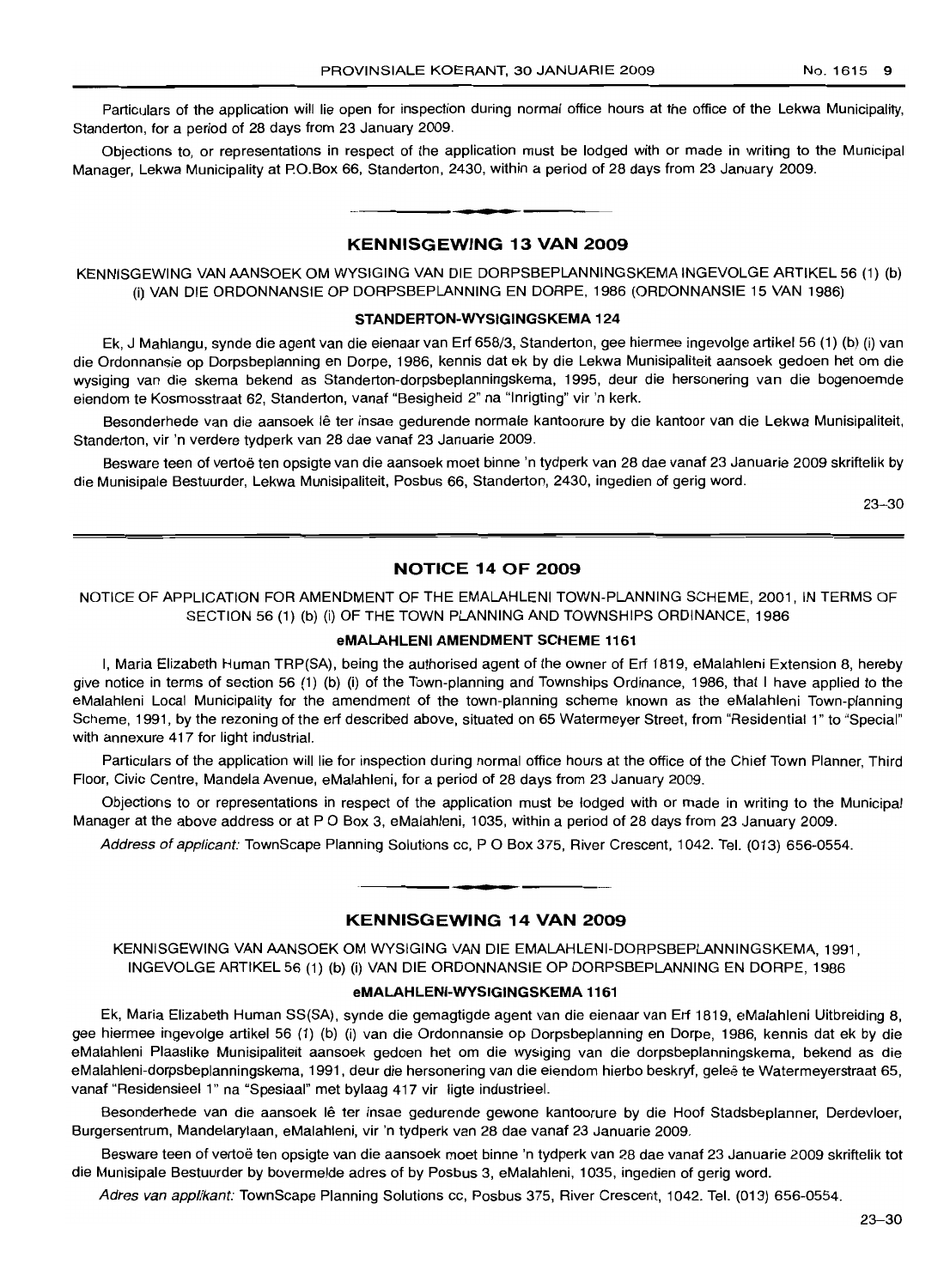Particulars of the application will lie open for inspection during normal office hours at the office of the Lekwa Municipality, Standerton, for a period of 28 days from 23 January 2009.

Objections to, or representations in respect of the application must be lodged with or made in writing to the Municipal Manager, Lekwa Municipality at P.O.Box 66, Standerton, 2430, within a period of 28 days from 23 January 2009.

## KENNISGEWING 13 VAN 2009

KENNISGEWING VAN AANSOEK OM WYSIGING VAN DIE DORPSBEPLANNINGSKEMA INGEVOLGE ARTIKEL 56 (1) (b) (i) VAN DIE ORDONNANSIE OP DORPSBEPLANNING EN DORPE, 1986 (ORDONNANSIE 15 VAN 1986)

### STANDERTON-WYSIGINGSKEMA 124

Ek, J Mahlangu, synde die agent van die eienaar van Erf 658/3, Standerton, gee hiermee ingevolge artikel 56 (1) (b) (i) van die Ordonnansie op Dorpsbeplanning en Dorpe, 1986, kennis dat ek by die Lekwa Munisipaliteit aansoek gedoen het om die wysiging van die skema bekend as Standerton-dorpsbeplanningskema, 1995, deur die hersonering van die bogenoemde eiendom te Kosmosstraat 62, Standerton, vanaf "Besigheid 2" na "Inrigting" vir 'n kerk.

Besonderhede van die aansoek lê ter insae gedurende normale kantoorure by die kantoor van die Lekwa Munisipaliteit, Standerton, vir 'n verdere tydperk van 28 dae vanaf 23 Januarie 2009.

Besware teen of vertoë ten opsigte van die aansoek moet binne 'n tydperk van 28 dae vanaf 23 Januarie 2009 skriftelik by die Munisipale Bestuurder, Lekwa Munisipaliteit, Posbus 66, Standerton, 2430, ingedien of gerig word.

23–30

## NOTICE 14 OF 2009

NOTICE OF APPLICATION FOR AMENDMENT OF THE EMALAHLENI TOWN-PLANNING SCHEME, 2001, IN TERMS OF SECTION 56 (1) (b) (i) OF THE TOWN PLANNING AND TOWNSHIPS ORDINANCE, 1986

### eMALAHLENI AMENDMENT SCHEME 1161

I, Maria Elizabeth Human TRP(SA), being the authorised agent of the owner of Erf 1819, eMalahleni Extension 8, hereby give notice in terms of section 56 (1) (b) (i) of the Town-planning and Townships Ordinance, 1986, that I have applied to the eMalahleni Local Municipality for the amendment of the town-planning scheme known as the eMalahleni Town-planning Scheme, 1991, by the rezoning of the erf described above, situated on 65 Watermeyer Street, from "Residential 1" to "Special" with annexure 417 for light industrial.

Particulars of the application will lie for inspection during normal office hours at the office of the Chief Town Planner, Third Floor, Civic Centre, Mandela Avenue, eMalahleni, for a period of 28 days from 23 January 2009.

Objections to or representations in respect of the application must be lodged with or made in writing to the Municipal Manager at the above address or at P O Box 3, eMalahleni, 1035, within a period of 28 days from 23 January 2009.

*Address of applicant:* TownScape Planning Solutions cc, P O Box 375, River Crescent, 1042. Tel. (013) 656-0554.

## KENNISGEWING 14 VAN 2009

KENNISGEWING VAN AANSOEK OM WYSIGING VAN DIE EMALAHLENI-DORPSBEPLANNINGSKEMA, 1991, INGEVOLGE ARTIKEL 56 (1) (b) (i) VAN DIE ORDONNANSIE OP DORPSBEPLANNING EN DORPE, 1986

### eMALAHLENI-WYSIGINGSKEMA 1161

Ek, Maria Elizabeth Human SS(SA), synde die gemagtigde agent van die eienaar van Erf 1819, eMalahleni Uitbreiding 8, gee hiermee ingevolge artikel 56 (1) (b) (i) van die Ordonnansie op Dorpsbeplanning en Dorpe, 1986, kennis dat ek by die eMalahleni Plaaslike Munisipaliteit aansoek gedoen het om die wysiging van die dorpsbeplanningskema, bekend as die eMalahleni-dorpsbeplanningskema, 1991, deur die hersonering van die eiendom hierbo beskryf, geleë te Watermeyerstraat 65, vanaf "Residensieel 1" na "Spesiaal" met bylaag 417 vir ligte industrieel.

Besonderhede van die aansoek lê ter insae gedurende gewone kantoorure by die Hoof Stadsbeplanner, Derdevloer, Burgersentrum, Mandelarylaan, eMalahleni, vir 'n tydperk van 28 dae vanaf 23 Januarie 2009.

Besware teen of vertoë ten opsigte van die aansoek moet binne 'n tydperk van 28 dae vanaf 23 Januarie 2009 skriftelik tot die Munisipale Bestuurder by bovermelde adres of by Posbus 3, eMalahleni, 1035, ingedien of gerig word.

*Adres van applikant:* TownScape Planning Solutions cc, Posbus 375, River Crescent, 1042. Tel. (013) 656-0554.

23–30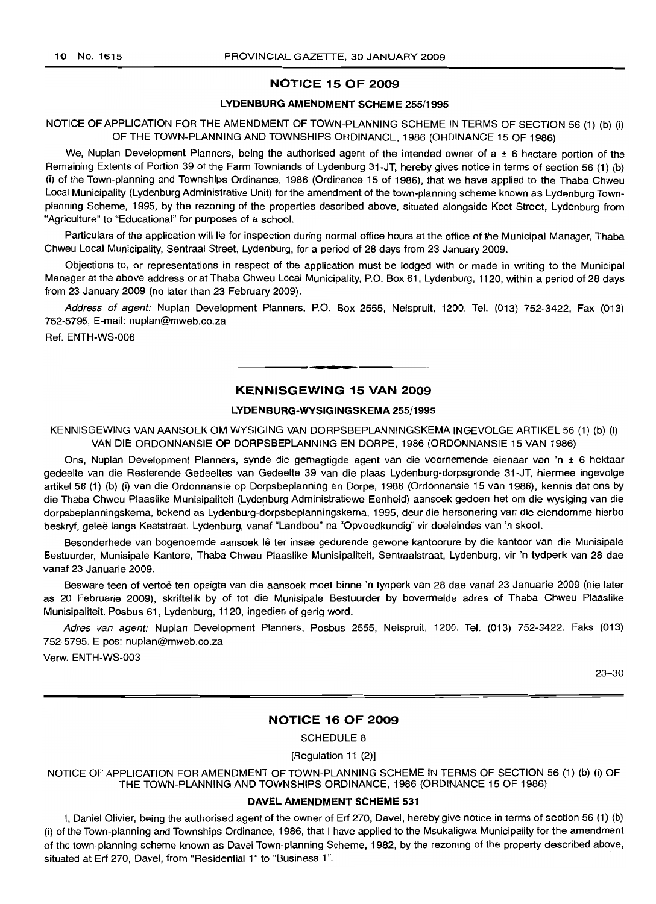## NOTICE 15 OF 2009

### LYDENBURG AMENDMENT SCHEME 255/1995

NOTICE OF APPLICATION FOR THE AMENDMENT OF TOWN-PLANNING SCHEME IN TERMS OF SECTION 56 (1) (b) (i) OF THE TOWN-PLANNING AND TOWNSHIPS ORDINANCE, 1986 (ORDINANCE 15 OF 1986)

We, Nuplan Development Planners, being the authorised agent of the intended owner of a ± 6 hectare portion of the Remaining Extents of Portion 39 of the Farm Townlands of Lydenburg 31-JT, hereby gives notice in terms of section 56 (1) (b) (i) of the Town-planning and Townships Ordinance, 1986 (Ordinance 15 of 1986), that we have applied to the Thaba Chweu Local Municipality (Lydenburg Administrative Unit) for the amendment of the town-planning scheme known as Lydenburg Town-planning Scheme, 1995, by the rezoning of the properties described above, situated alongside Keet Street, Lydenburg from "Agriculture" to "Educational" for purposes of a school.

Particulars of the application will lie for inspection during normal office hours at the office of the Municipal Manager, Thaba Chweu Local Municipality, Sentraal Street, Lydenburg, for a period of 28 days from 23 January 2009.

Objections to, or representations in respect of the application must be lodged with or made in writing to the Municipal Manager at the above address or at Thaba Chweu Local Municipality, P.O. Box 61, Lydenburg, 1120, within a period of 28 days from 23 January 2009 (no later than 23 February 2009).

*Address of agent:* Nuplan Development Planners, P.O. Box 2555, Nelspruit, 1200. Tel. (013) 752-3422, Fax (013) 752-5795, E-mail: nuplan@mweb.co.za

Ref. ENTH-WS-006

---

## KENNISGEWING 15 VAN 2009

### LYDENBURG-WYSIGINGSKEMA 255/1995

KENNISGEWING VAN AANSOEK OM WYSIGING VAN DORPSBEPLANNINGSKEMA INGEVOLGE ARTIKEL 56 (1) (b) (i) VAN DIE ORDONNANSIE OP DORPSBEPLANNING EN DORPE, 1986 (ORDONNANSIE 15 VAN 1986)

Ons, Nuplan Development Planners, synde die gemagtigde agent van die voornemende eienaar van 'n ± 6 hektaar gedeelte van die Resterende Gedeeltes van Gedeelte 39 van die plaas Lydenburg-dorpsgronde 31-JT, hiermee ingevolge artikel 56 (1) (b) (i) van die Ordonnansie op Dorpsbeplanning en Dorpe, 1986 (Ordonnansie 15 van 1986), kennis dat ons by die Thaba Chweu Plaaslike Munisipaliteit (Lydenburg Administratiewe Eenheid) aansoek gedoen het om die wysiging van die dorpsbeplanningskema, bekend as Lydenburg-dorpsbeplanningskema, 1995, deur die hersonering van die eiendomme hierbo beskryf, geleë langs Keetstraat, Lydenburg, vanaf "Landbou" na "Opvoedkundig" vir doeleindes van 'n skool.

Besonderhede van bogenoemde aansoek lê ter insae gedurende gewone kantoorure by die kantoor van die Munisipale Bestuurder, Munisipale Kantore, Thaba Chweu Plaaslike Munisipaliteit, Sentraalstraat, Lydenburg, vir 'n tydperk van 28 dae vanaf 23 Januarie 2009.

Besware teen of vertoë ten opsigte van die aansoek moet binne 'n tydperk van 28 dae vanaf 23 Januarie 2009 (nie later as 20 Februarie 2009), skriftelik by of tot die Munisipale Bestuurder by bovermelde adres of Thaba Chweu Plaaslike Munisipaliteit. Posbus 61, Lydenburg, 1120, ingedien of gerig word.

*Adres van agent:* Nuplan Development Planners, Posbus 2555, Nelspruit, 1200. Tel. (013) 752-3422. Faks (013) 752-5795. E-pos: nuplan@mweb.co.za

Verw. ENTH-WS-003

23–30

---

## NOTICE 16 OF 2009

SCHEDULE 8

[Regulation 11 (2)]

NOTICE OF APPLICATION FOR AMENDMENT OF TOWN-PLANNING SCHEME IN TERMS OF SECTION 56 (1) (b) (i) OF THE TOWN-PLANNING AND TOWNSHIPS ORDINANCE, 1986 (ORDINANCE 15 OF 1986)

### DAVEL AMENDMENT SCHEME 531

I, Daniel Olivier, being the authorised agent of the owner of Erf 270, Davel, hereby give notice in terms of section 56 (1) (b) (i) of the Town-planning and Townships Ordinance, 1986, that I have applied to the Msukaligwa Municipality for the amendment of the town-planning scheme known as Davel Town-planning Scheme, 1982, by the rezoning of the property described above, situated at Erf 270, Davel, from "Residential 1" to "Business 1".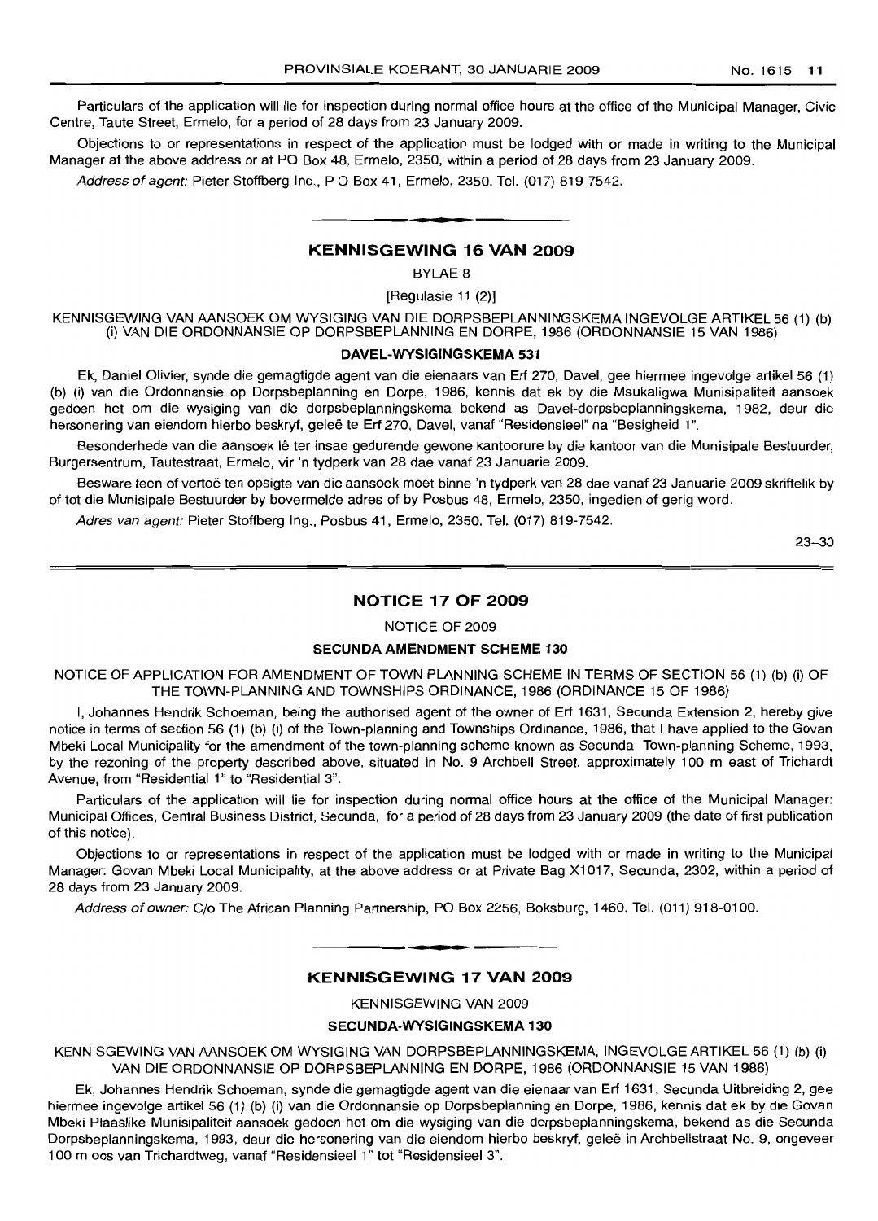Particulars of the application will lie for inspection during normal office hours at the office of the Municipal Manager, Civic Centre, Taute Street, Ermelo, for a period of 28 days from 23 January 2009.

Objections to or representations in respect of the application must be lodged with or made in writing to the Municipal Manager at the above address or at PO Box 48, Ermelo, 2350, within a period of 28 days from 23 January 2009.

*Address of agent:* Pieter Stoffberg Inc., P O Box 41, Ermelo, 2350. Tel. (017) 819-7542.

## KENNISGEWING 16 VAN 2009

BYLAE 8

[Regulasie 11 (2)]

KENNISGEWING VAN AANSOEK OM WYSIGING VAN DIE DORPSBEPLANNINGSKEMA INGEVOLGE ARTIKEL 56 (1) (b) (i) VAN DIE ORDONNANSIE OP DORPSBEPLANNING EN DORPE, 1986 (ORDONNANSIE 15 VAN 1986)

**DAVEL-WYSIGINGSKEMA 531**

Ek, Daniel Olivier, synde die gemagtigde agent van die eienaars van Erf 270, Davel, gee hiermee ingevolge artikel 56 (1) (b) (i) van die Ordonnansie op Dorpsbeplanning en Dorpe, 1986, kennis dat ek by die Msukaligwa Munisipaliteit aansoek gedoen het om die wysiging van die dorpsbeplanningskema bekend as Davel-dorpsbeplanningskema, 1982, deur die hersonering van eiendom hierbo beskryf, geleë te Erf 270, Davel, vanaf "Residensieel" na "Besigheid 1".

Besonderhede van die aansoek lê ter insae gedurende gewone kantoorure by die kantoor van die Munisipale Bestuurder, Burgersentrum, Tautestraat, Ermelo, vir 'n tydperk van 28 dae vanaf 23 Januarie 2009.

Besware teen of vertoë ten opsigte van die aansoek moet binne 'n tydperk van 28 dae vanaf 23 Januarie 2009 skriftelik by of tot die Munisipale Bestuurder by bovermelde adres of by Posbus 48, Ermelo, 2350, ingedien of gerig word.

*Adres van agent:* Pieter Stoffberg Ing., Posbus 41, Ermelo, 2350. Tel. (017) 819-7542.

23–30

## NOTICE 17 OF 2009

NOTICE OF 2009

**SECUNDA AMENDMENT SCHEME 130**

NOTICE OF APPLICATION FOR AMENDMENT OF TOWN PLANNING SCHEME IN TERMS OF SECTION 56 (1) (b) (i) OF THE TOWN-PLANNING AND TOWNSHIPS ORDINANCE, 1986 (ORDINANCE 15 OF 1986)

I, Johannes Hendrik Schoeman, being the authorised agent of the owner of Erf 1631, Secunda Extension 2, hereby give notice in terms of section 56 (1) (b) (i) of the Town-planning and Townships Ordinance, 1986, that I have applied to the Govan Mbeki Local Municipality for the amendment of the town-planning scheme known as Secunda Town-planning Scheme, 1993, by the rezoning of the property described above, situated in No. 9 Archbell Street, approximately 100 m east of Trichardt Avenue, from "Residential 1" to "Residential 3".

Particulars of the application will lie for inspection during normal office hours at the office of the Municipal Manager: Municipal Offices, Central Business District, Secunda, for a period of 28 days from 23 January 2009 (the date of first publication of this notice).

Objections to or representations in respect of the application must be lodged with or made in writing to the Municipal Manager: Govan Mbeki Local Municipality, at the above address or at Private Bag X1017, Secunda, 2302, within a period of 28 days from 23 January 2009.

*Address of owner:* C/o The African Planning Partnership, PO Box 2256, Boksburg, 1460. Tel. (011) 918-0100.

## KENNISGEWING 17 VAN 2009

KENNISGEWING VAN 2009

**SECUNDA-WYSIGINGSKEMA 130**

KENNISGEWING VAN AANSOEK OM WYSIGING VAN DORPSBEPLANNINGSKEMA, INGEVOLGE ARTIKEL 56 (1) (b) (i) VAN DIE ORDONNANSIE OP DORPSBEPLANNING EN DORPE, 1986 (ORDONNANSIE 15 VAN 1986)

Ek, Johannes Hendrik Schoeman, synde die gemagtigde agent van die eienaar van Erf 1631, Secunda Uitbreiding 2, gee hiermee ingevolge artikel 56 (1) (b) (i) van die Ordonnansie op Dorpsbeplanning en Dorpe, 1986, kennis dat ek by die Govan Mbeki Plaaslike Munisipaliteit aansoek gedoen het om die wysiging van die dorpsbeplanningskema, bekend as die Secunda Dorpsbeplanningskema, 1993, deur die hersonering van die eiendom hierbo beskryf, geleë in Archbellstraat No. 9, ongeveer 100 m oos van Trichardtweg, vanaf "Residensieel 1" tot "Residensieel 3".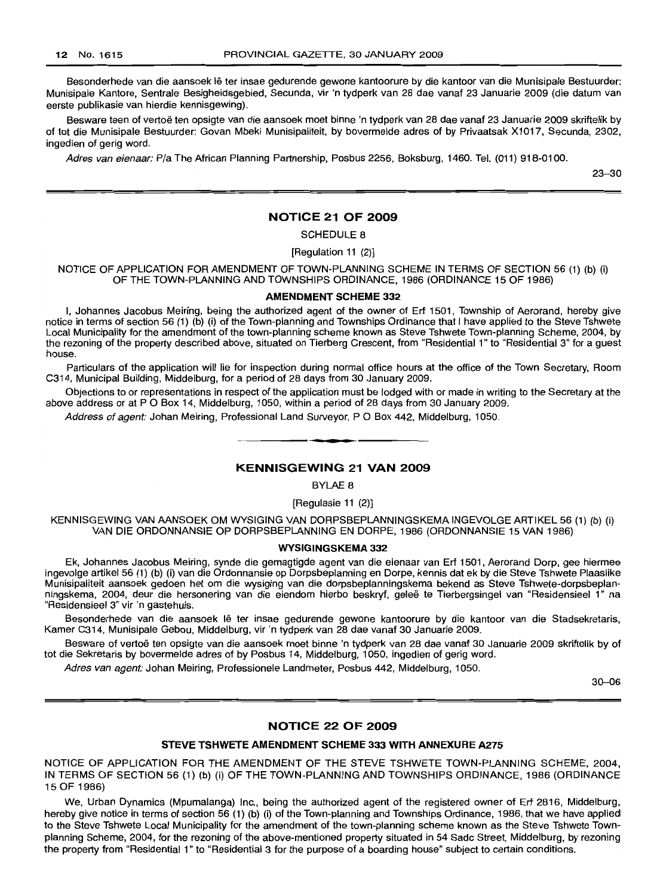Besonderhede van die aansoek lê ter insae gedurende gewone kantoorure by die kantoor van die Munisipale Bestuurder: Munisipale Kantore, Sentrale Besigheidsgebied, Secunda, vir 'n tydperk van 28 dae vanaf 23 Januarie 2009 (die datum van eerste publikasie van hierdie kennisgewing).

Besware teen of vertoë ten opsigte van die aansoek moet binne 'n tydperk van 28 dae vanaf 23 Januarie 2009 skriftelik by of tot die Munisipale Bestuurder: Govan Mbeki Munisipaliteit, by bovermelde adres of by Privaatsak X1017, Secunda, 2302, ingedien of gerig word.

*Adres van eienaar:* P/a The African Planning Partnership, Posbus 2256, Boksburg, 1460. Tel. (011) 918-0100.

23–30

## NOTICE 21 OF 2009

SCHEDULE 8

[Regulation 11 (2)]

NOTICE OF APPLICATION FOR AMENDMENT OF TOWN-PLANNING SCHEME IN TERMS OF SECTION 56 (1) (b) (i) OF THE TOWN-PLANNING AND TOWNSHIPS ORDINANCE, 1986 (ORDINANCE 15 OF 1986)

**AMENDMENT SCHEME 332**

I, Johannes Jacobus Meiring, being the authorized agent of the owner of Erf 1501, Township of Aerorand, hereby give notice in terms of section 56 (1) (b) (i) of the Town-planning and Townships Ordinance that I have applied to the Steve Tshwete Local Municipality for the amendment of the town-planning scheme known as Steve Tshwete Town-planning Scheme, 2004, by the rezoning of the property described above, situated on Tierberg Crescent, from "Residential 1" to "Residential 3" for a guest house.

Particulars of the application will lie for inspection during normal office hours at the office of the Town Secretary, Room C314, Municipal Building, Middelburg, for a period of 28 days from 30 January 2009.

Objections to or representations in respect of the application must be lodged with or made in writing to the Secretary at the above address or at P O Box 14, Middelburg, 1050, within a period of 28 days from 30 January 2009.

*Address of agent:* Johan Meiring, Professional Land Surveyor, P O Box 442, Middelburg, 1050.

## KENNISGEWING 21 VAN 2009

BYLAE 8

[Regulasie 11 (2)]

KENNISGEWING VAN AANSOEK OM WYSIGING VAN DORPSBEPLANNINGSKEMA INGEVOLGE ARTIKEL 56 (1) (b) (i) VAN DIE ORDONNANSIE OP DORPSBEPLANNING EN DORPE, 1986 (ORDONNANSIE 15 VAN 1986)

**WYSIGINGSKEMA 332**

Ek, Johannes Jacobus Meiring, synde die gemagtigde agent van die eienaar van Erf 1501, Aerorand Dorp, gee hiermee ingevolge artikel 56 (1) (b) (i) van die Ordonnansie op Dorpsbeplanning en Dorpe, kennis dat ek by die Steve Tshwete Plaaslike Munisipaliteit aansoek gedoen het om die wysiging van die dorpsbeplanningskema bekend as Steve Tshwete-dorpsbeplanningskema, 2004, deur die hersonering van die eiendom hierbo beskryf, geleë te Tierbergsingel van "Residensieel 1" na "Residensieel 3" vir 'n gastehuis.

Besonderhede van die aansoek lê ter insae gedurende gewone kantoorure by die kantoor van die Stadsekretaris, Kamer C314, Munisipale Gebou, Middelburg, vir 'n tydperk van 28 dae vanaf 30 Januarie 2009.

Besware of vertoë ten opsigte van die aansoek moet binne 'n tydperk van 28 dae vanaf 30 Januarie 2009 skriftelik by of tot die Sekretaris by bovermelde adres of by Posbus 14, Middelburg, 1050, ingedien of gerig word.

*Adres van agent:* Johan Meiring, Professionele Landmeter, Posbus 442, Middelburg, 1050.

30–06

## NOTICE 22 OF 2009

**STEVE TSHWETE AMENDMENT SCHEME 333 WITH ANNEXURE A275**

NOTICE OF APPLICATION FOR THE AMENDMENT OF THE STEVE TSHWETE TOWN-PLANNING SCHEME, 2004, IN TERMS OF SECTION 56 (1) (b) (i) OF THE TOWN-PLANNING AND TOWNSHIPS ORDINANCE, 1986 (ORDINANCE 15 OF 1986)

We, Urban Dynamics (Mpumalanga) Inc., being the authorized agent of the registered owner of Erf 2816, Middelburg, hereby give notice in terms of section 56 (1) (b) (i) of the Town-planning and Townships Ordinance, 1986, that we have applied to the Steve Tshwete Local Municipality for the amendment of the town-planning scheme known as the Steve Tshwete Town-planning Scheme, 2004, for the rezoning of the above-mentioned property situated in 54 Sadc Street, Middelburg, by rezoning the property from "Residential 1" to "Residential 3 for the purpose of a boarding house" subject to certain conditions.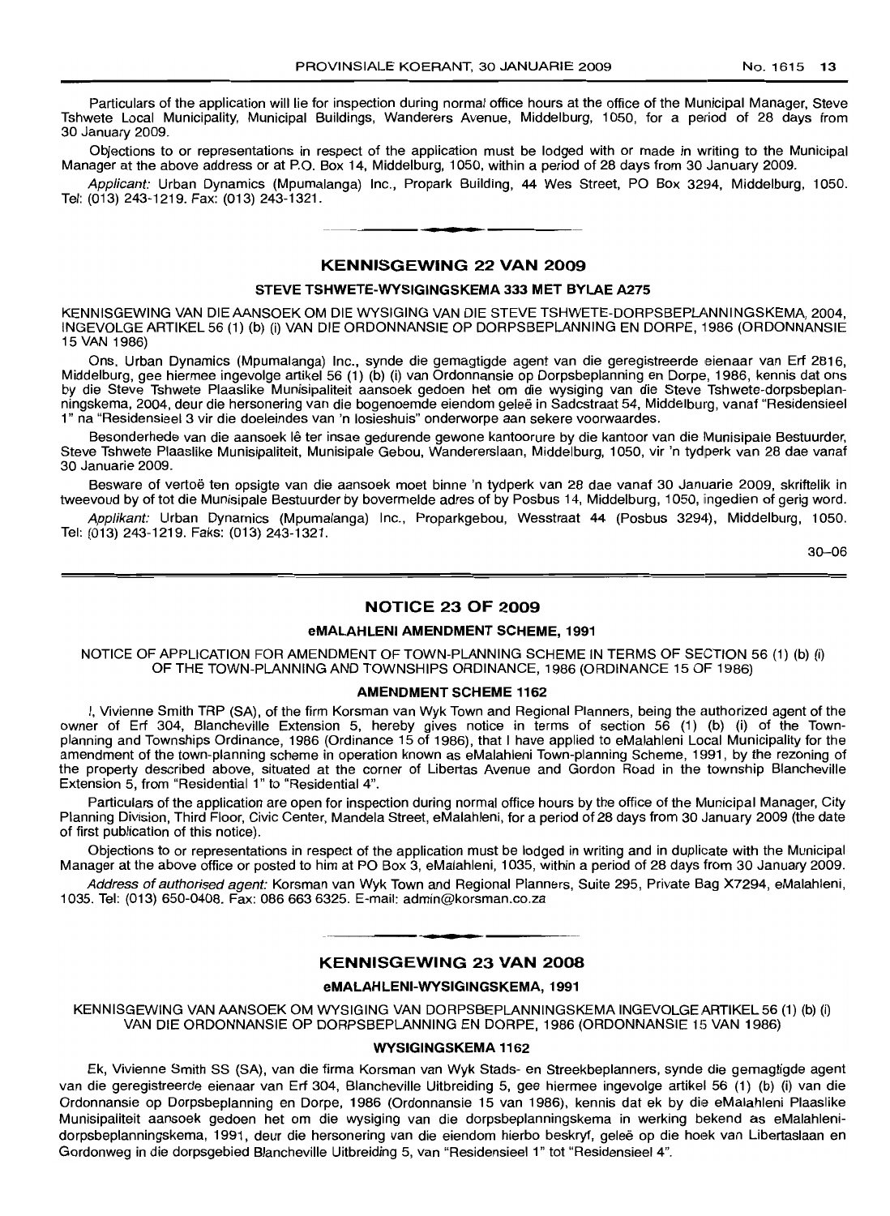Particulars of the application will lie for inspection during normal office hours at the office of the Municipal Manager, Steve Tshwete Local Municipality, Municipal Buildings, Wanderers Avenue, Middelburg, 1050, for a period of 28 days from 30 January 2009.

Objections to or representations in respect of the application must be lodged with or made in writing to the Municipal Manager at the above address or at P.O. Box 14, Middelburg, 1050, within a period of 28 days from 30 January 2009.

*Applicant:* Urban Dynamics (Mpumalanga) Inc., Propark Building, 44 Wes Street, PO Box 3294, Middelburg, 1050. Tel: (013) 243-1219. Fax: (013) 243-1321.

## KENNISGEWING 22 VAN 2009

### STEVE TSHWETE-WYSIGINGSKEMA 333 MET BYLAE A275

KENNISGEWING VAN DIE AANSOEK OM DIE WYSIGING VAN DIE STEVE TSHWETE-DORPSBEPLANNINGSKEMA, 2004, INGEVOLGE ARTIKEL 56 (1) (b) (i) VAN DIE ORDONNANSIE OP DORPSBEPLANNING EN DORPE, 1986 (ORDONNANSIE 15 VAN 1986)

Ons, Urban Dynamics (Mpumalanga) Inc., synde die gemagtigde agent van die geregistreerde eienaar van Erf 2816, Middelburg, gee hiermee ingevolge artikel 56 (1) (b) (i) van Ordonnansie op Dorpsbeplanning en Dorpe, 1986, kennis dat ons by die Steve Tshwete Plaaslike Munisipaliteit aansoek gedoen het om die wysiging van die Steve Tshwete-dorpsbeplanningskema, 2004, deur die hersonering van die bogenoemde eiendom geleë in Sadcstraat 54, Middelburg, vanaf "Residensieel 1" na "Residensieel 3 vir die doeleindes van 'n losieshuis" onderworpe aan sekere voorwaardes.

Besonderhede van die aansoek lê ter insae gedurende gewone kantoorure by die kantoor van die Munisipale Bestuurder, Steve Tshwete Plaaslike Munisipaliteit, Munisipale Gebou, Wandererslaan, Middelburg, 1050, vir 'n tydperk van 28 dae vanaf 30 Januarie 2009.

Besware of vertoë ten opsigte van die aansoek moet binne 'n tydperk van 28 dae vanaf 30 Januarie 2009, skriftelik in tweevoud by of tot die Munisipale Bestuurder by bovermelde adres of by Posbus 14, Middelburg, 1050, ingedien of gerig word.

*Applikant:* Urban Dynamics (Mpumalanga) Inc., Proparkgebou, Wesstraat 44 (Posbus 3294), Middelburg, 1050. Tel: (013) 243-1219. Faks: (013) 243-1321.

30–06

## NOTICE 23 OF 2009

### eMALAHLENI AMENDMENT SCHEME, 1991

NOTICE OF APPLICATION FOR AMENDMENT OF TOWN-PLANNING SCHEME IN TERMS OF SECTION 56 (1) (b) (i) OF THE TOWN-PLANNING AND TOWNSHIPS ORDINANCE, 1986 (ORDINANCE 15 OF 1986)

### AMENDMENT SCHEME 1162

I, Vivienne Smith TRP (SA), of the firm Korsman van Wyk Town and Regional Planners, being the authorized agent of the owner of Erf 304, Blancheville Extension 5, hereby gives notice in terms of section 56 (1) (b) (i) of the Town-planning and Townships Ordinance, 1986 (Ordinance 15 of 1986), that I have applied to eMalahleni Local Municipality for the amendment of the town-planning scheme in operation known as eMalahleni Town-planning Scheme, 1991, by the rezoning of the property described above, situated at the corner of Libertas Avenue and Gordon Road in the township Blancheville Extension 5, from "Residential 1" to "Residential 4".

Particulars of the application are open for inspection during normal office hours by the office of the Municipal Manager, City Planning Division, Third Floor, Civic Center, Mandela Street, eMalahleni, for a period of 28 days from 30 January 2009 (the date of first publication of this notice).

Objections to or representations in respect of the application must be lodged in writing and in duplicate with the Municipal Manager at the above office or posted to him at PO Box 3, eMalahleni, 1035, within a period of 28 days from 30 January 2009.

*Address of authorised agent:* Korsman van Wyk Town and Regional Planners, Suite 295, Private Bag X7294, eMalahleni, 1035. Tel: (013) 650-0408. Fax: 086 663 6325. E-mail: admin@korsman.co.za

## KENNISGEWING 23 VAN 2008

### eMALAHLENI-WYSIGINGSKEMA, 1991

KENNISGEWING VAN AANSOEK OM WYSIGING VAN DORPSBEPLANNINGSKEMA INGEVOLGE ARTIKEL 56 (1) (b) (i) VAN DIE ORDONNANSIE OP DORPSBEPLANNING EN DORPE, 1986 (ORDONNANSIE 15 VAN 1986)

### WYSIGINGSKEMA 1162

Ek, Vivienne Smith SS (SA), van die firma Korsman van Wyk Stads- en Streekbeplanners, synde die gemagtigde agent van die geregistreerde eienaar van Erf 304, Blancheville Uitbreiding 5, gee hiermee ingevolge artikel 56 (1) (b) (i) van die Ordonnansie op Dorpsbeplanning en Dorpe, 1986 (Ordonnansie 15 van 1986), kennis dat ek by die eMalahleni Plaaslike Munisipaliteit aansoek gedoen het om die wysiging van die dorpsbeplanningskema in werking bekend as eMalahleni-dorpsbeplanningskema, 1991, deur die hersonering van die eiendom hierbo beskryf, geleë op die hoek van Libertaslaan en Gordonweg in die dorpsgebied Blancheville Uitbreiding 5, van "Residensieel 1" tot "Residensieel 4".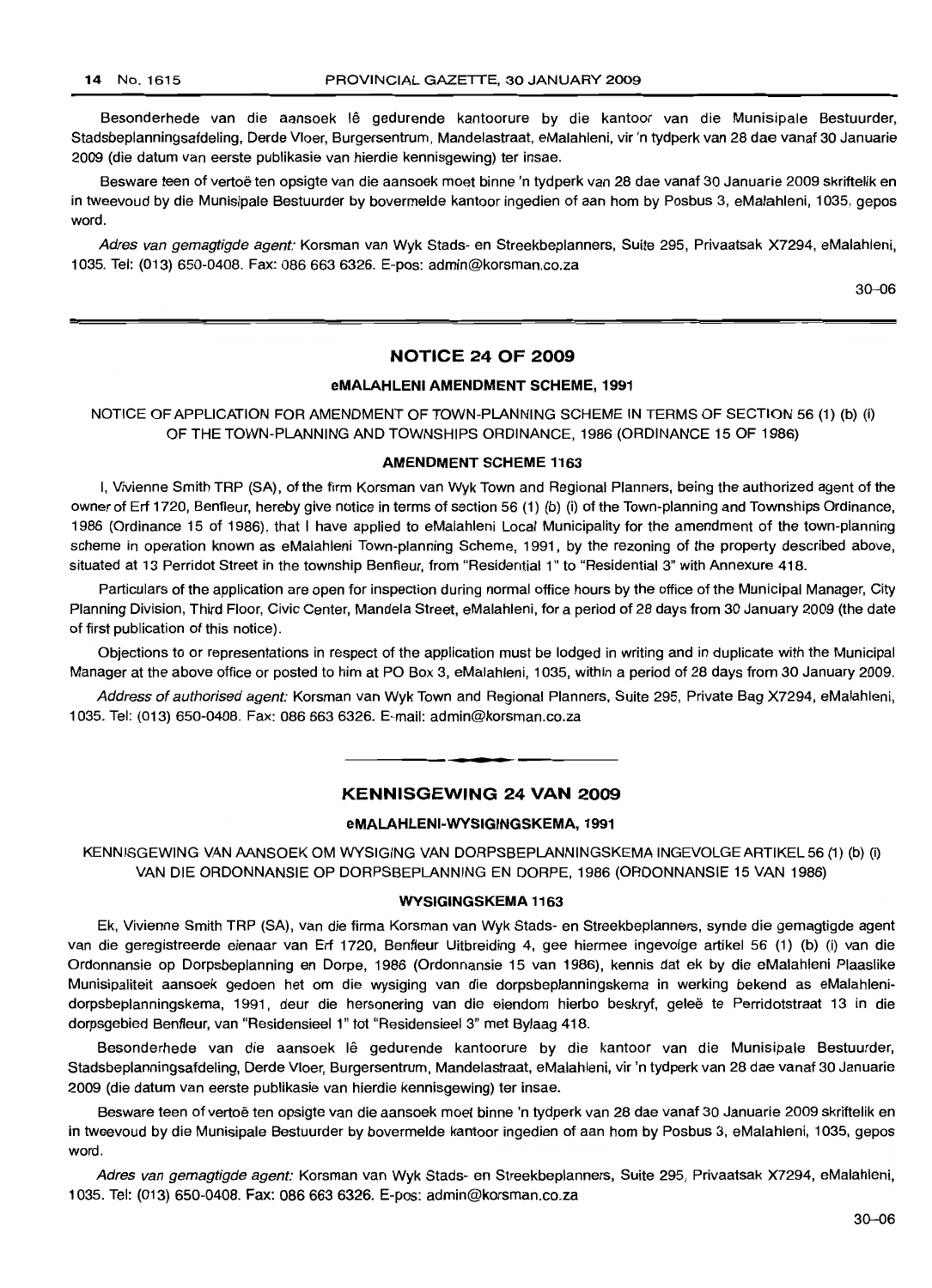Besonderhede van die aansoek lê gedurende kantoorure by die kantoor van die Munisipale Bestuurder, Stadsbeplanningsafdeling, Derde Vloer, Burgersentrum, Mandelastraat, eMalahleni, vir 'n tydperk van 28 dae vanaf 30 Januarie 2009 (die datum van eerste publikasie van hierdie kennisgewing) ter insae.

Besware teen of vertoë ten opsigte van die aansoek moet binne 'n tydperk van 28 dae vanaf 30 Januarie 2009 skriftelik en in tweevoud by die Munisipale Bestuurder by bovermelde kantoor ingedien of aan hom by Posbus 3, eMalahleni, 1035, gepos word.

*Adres van gemagtigde agent:* Korsman van Wyk Stads- en Streekbeplanners, Suite 295, Privaatsak X7294, eMalahleni, 1035. Tel: (013) 650-0408. Fax: 086 663 6326. E-pos: admin@korsman.co.za

30–06

## NOTICE 24 OF 2009

### eMALAHLENI AMENDMENT SCHEME, 1991

NOTICE OF APPLICATION FOR AMENDMENT OF TOWN-PLANNING SCHEME IN TERMS OF SECTION 56 (1) (b) (i) OF THE TOWN-PLANNING AND TOWNSHIPS ORDINANCE, 1986 (ORDINANCE 15 OF 1986)

### AMENDMENT SCHEME 1163

I, Vivienne Smith TRP (SA), of the firm Korsman van Wyk Town and Regional Planners, being the authorized agent of the owner of Erf 1720, Benfleur, hereby give notice in terms of section 56 (1) (b) (i) of the Town-planning and Townships Ordinance, 1986 (Ordinance 15 of 1986), that I have applied to eMalahleni Local Municipality for the amendment of the town-planning scheme in operation known as eMalahleni Town-planning Scheme, 1991, by the rezoning of the property described above, situated at 13 Perridot Street in the township Benfleur, from "Residential 1" to "Residential 3" with Annexure 418.

Particulars of the application are open for inspection during normal office hours by the office of the Municipal Manager, City Planning Division, Third Floor, Civic Center, Mandela Street, eMalahleni, for a period of 28 days from 30 January 2009 (the date of first publication of this notice).

Objections to or representations in respect of the application must be lodged in writing and in duplicate with the Municipal Manager at the above office or posted to him at PO Box 3, eMalahleni, 1035, within a period of 28 days from 30 January 2009.

*Address of authorised agent:* Korsman van Wyk Town and Regional Planners, Suite 295, Private Bag X7294, eMalahleni, 1035. Tel: (013) 650-0408. Fax: 086 663 6326. E-mail: admin@korsman.co.za

## KENNISGEWING 24 VAN 2009

### eMALAHLENI-WYSIGINGSKEMA, 1991

KENNISGEWING VAN AANSOEK OM WYSIGING VAN DORPSBEPLANNINGSKEMA INGEVOLGE ARTIKEL 56 (1) (b) (i) VAN DIE ORDONNANSIE OP DORPSBEPLANNING EN DORPE, 1986 (ORDONNANSIE 15 VAN 1986)

### WYSIGINGSKEMA 1163

Ek, Vivienne Smith TRP (SA), van die firma Korsman van Wyk Stads- en Streekbeplanners, synde die gemagtigde agent van die geregistreerde eienaar van Erf 1720, Benfleur Uitbreiding 4, gee hiermee ingevolge artikel 56 (1) (b) (i) van die Ordonnansie op Dorpsbeplanning en Dorpe, 1986 (Ordonnansie 15 van 1986), kennis dat ek by die eMalahleni Plaaslike Munisipaliteit aansoek gedoen het om die wysiging van die dorpsbeplanningskema in werking bekend as eMalahleni-dorpsbeplanningskema, 1991, deur die hersonering van die eiendom hierbo beskryf, geleë te Perridotstraat 13 in die dorpsgebied Benfleur, van "Residensieel 1" tot "Residensieel 3" met Bylaag 418.

Besonderhede van die aansoek lê gedurende kantoorure by die kantoor van die Munisipale Bestuurder, Stadsbeplanningsafdeling, Derde Vloer, Burgersentrum, Mandelastraat, eMalahleni, vir 'n tydperk van 28 dae vanaf 30 Januarie 2009 (die datum van eerste publikasie van hierdie kennisgewing) ter insae.

Besware teen of vertoë ten opsigte van die aansoek moet binne 'n tydperk van 28 dae vanaf 30 Januarie 2009 skriftelik en in tweevoud by die Munisipale Bestuurder by bovermelde kantoor ingedien of aan hom by Posbus 3, eMalahleni, 1035, gepos word.

*Adres van gemagtigde agent:* Korsman van Wyk Stads- en Streekbeplanners, Suite 295, Privaatsak X7294, eMalahleni, 1035. Tel: (013) 650-0408. Fax: 086 663 6326. E-pos: admin@korsman.co.za

30–06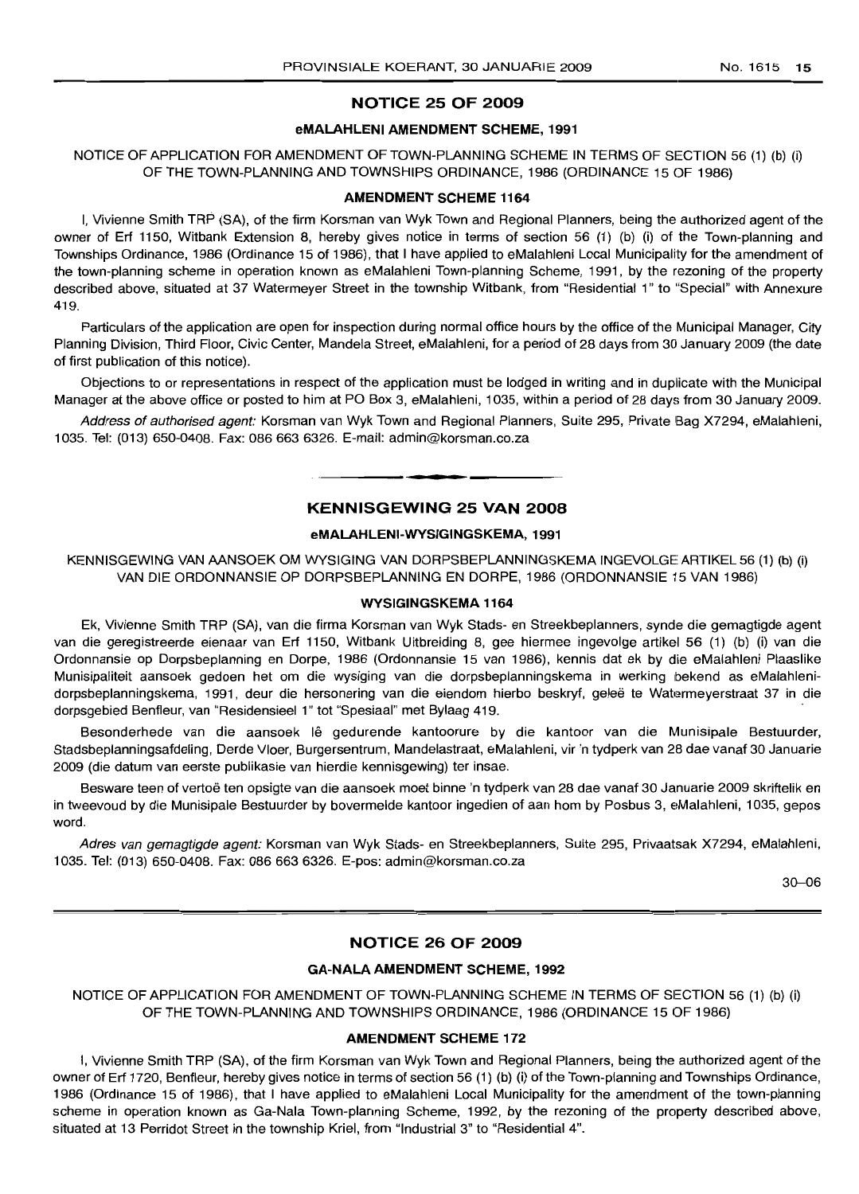## NOTICE 25 OF 2009

### eMALAHLENI AMENDMENT SCHEME, 1991

NOTICE OF APPLICATION FOR AMENDMENT OF TOWN-PLANNING SCHEME IN TERMS OF SECTION 56 (1) (b) (i) OF THE TOWN-PLANNING AND TOWNSHIPS ORDINANCE, 1986 (ORDINANCE 15 OF 1986)

### AMENDMENT SCHEME 1164

I, Vivienne Smith TRP (SA), of the firm Korsman van Wyk Town and Regional Planners, being the authorized agent of the owner of Erf 1150, Witbank Extension 8, hereby gives notice in terms of section 56 (1) (b) (i) of the Town-planning and Townships Ordinance, 1986 (Ordinance 15 of 1986), that I have applied to eMalahleni Local Municipality for the amendment of the town-planning scheme in operation known as eMalahleni Town-planning Scheme, 1991, by the rezoning of the property described above, situated at 37 Watermeyer Street in the township Witbank, from "Residential 1" to "Special" with Annexure 419.

Particulars of the application are open for inspection during normal office hours by the office of the Municipal Manager, City Planning Division, Third Floor, Civic Center, Mandela Street, eMalahleni, for a period of 28 days from 30 January 2009 (the date of first publication of this notice).

Objections to or representations in respect of the application must be lodged in writing and in duplicate with the Municipal Manager at the above office or posted to him at PO Box 3, eMalahleni, 1035, within a period of 28 days from 30 January 2009.

*Address of authorised agent:* Korsman van Wyk Town and Regional Planners, Suite 295, Private Bag X7294, eMalahleni, 1035. Tel: (013) 650-0408. Fax: 086 663 6326. E-mail: admin@korsman.co.za

---

## KENNISGEWING 25 VAN 2008

### eMALAHLENI-WYSIGINGSKEMA, 1991

KENNISGEWING VAN AANSOEK OM WYSIGING VAN DORPSBEPLANNINGSKEMA INGEVOLGE ARTIKEL 56 (1) (b) (i) VAN DIE ORDONNANSIE OP DORPSBEPLANNING EN DORPE, 1986 (ORDONNANSIE 15 VAN 1986)

### WYSIGINGSKEMA 1164

Ek, Vivienne Smith TRP (SA), van die firma Korsman van Wyk Stads- en Streekbeplanners, synde die gemagtigde agent van die geregistreerde eienaar van Erf 1150, Witbank Uitbreiding 8, gee hiermee ingevolge artikel 56 (1) (b) (i) van die Ordonnansie op Dorpsbeplanning en Dorpe, 1986 (Ordonnansie 15 van 1986), kennis dat ek by die eMalahleni Plaaslike Munisipaliteit aansoek gedoen het om die wysiging van die dorpsbeplanningskema in werking bekend as eMalahleni-dorpsbeplanningskema, 1991, deur die hersonering van die eiendom hierbo beskryf, geleë te Watermeyerstraat 37 in die dorpsgebied Benfleur, van "Residensieel 1" tot "Spesiaal" met Bylaag 419.

Besonderhede van die aansoek lê gedurende kantoorure by die kantoor van die Munisipale Bestuurder, Stadsbeplanningsafdeling, Derde Vloer, Burgersentrum, Mandelastraat, eMalahleni, vir 'n tydperk van 28 dae vanaf 30 Januarie 2009 (die datum van eerste publikasie van hierdie kennisgewing) ter insae.

Besware teen of vertoë ten opsigte van die aansoek moet binne 'n tydperk van 28 dae vanaf 30 Januarie 2009 skriftelik en in tweevoud by die Munisipale Bestuurder by bovermelde kantoor ingedien of aan hom by Posbus 3, eMalahleni, 1035, gepos word.

*Adres van gemagtigde agent:* Korsman van Wyk Stads- en Streekbeplanners, Suite 295, Privaatsak X7294, eMalahleni, 1035. Tel: (013) 650-0408. Faks: 086 663 6326. E-pos: admin@korsman.co.za

30–06

---

## NOTICE 26 OF 2009

### GA-NALA AMENDMENT SCHEME, 1992

NOTICE OF APPLICATION FOR AMENDMENT OF TOWN-PLANNING SCHEME IN TERMS OF SECTION 56 (1) (b) (i) OF THE TOWN-PLANNING AND TOWNSHIPS ORDINANCE, 1986 (ORDINANCE 15 OF 1986)

### AMENDMENT SCHEME 172

I, Vivienne Smith TRP (SA), of the firm Korsman van Wyk Town and Regional Planners, being the authorized agent of the owner of Erf 1720, Benfleur, hereby gives notice in terms of section 56 (1) (b) (i) of the Town-planning and Townships Ordinance, 1986 (Ordinance 15 of 1986), that I have applied to eMalahleni Local Municipality for the amendment of the town-planning scheme in operation known as Ga-Nala Town-planning Scheme, 1992, by the rezoning of the property described above, situated at 13 Perridot Street in the township Kriel, from "Industrial 3" to "Residential 4".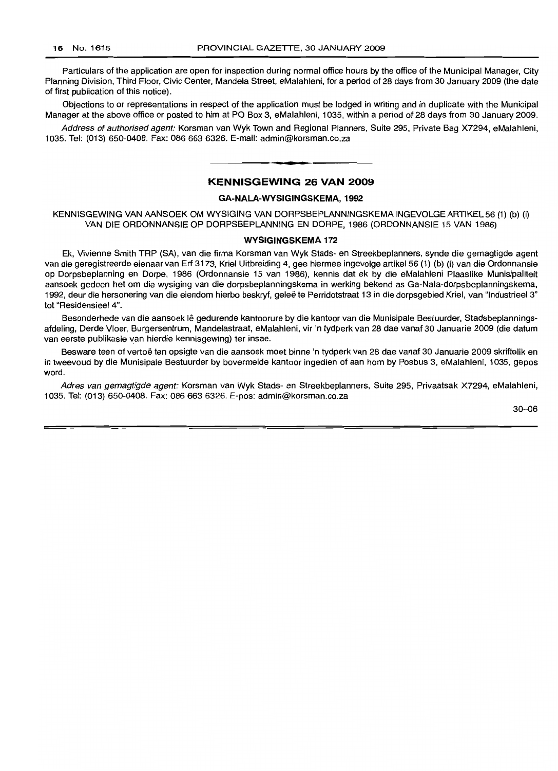Particulars of the application are open for inspection during normal office hours by the office of the Municipal Manager, City Planning Division, Third Floor, Civic Center, Mandela Street, eMalahleni, for a period of 28 days from 30 January 2009 (the date of first publication of this notice).

Objections to or representations in respect of the application must be lodged in writing and in duplicate with the Municipal Manager at the above office or posted to him at PO Box 3, eMalahleni, 1035, within a period of 28 days from 30 January 2009.

*Address of authorised agent:* Korsman van Wyk Town and Regional Planners, Suite 295, Private Bag X7294, eMalahleni, 1035. Tel: (013) 650-0408. Fax: 086 663 6326. E-mail: admin@korsman.co.za

---

## KENNISGEWING 26 VAN 2009

### GA-NALA-WYSIGINGSKEMA, 1992

KENNISGEWING VAN AANSOEK OM WYSIGING VAN DORPSBEPLANNINGSKEMA INGEVOLGE ARTIKEL 56 (1) (b) (i) VAN DIE ORDONNANSIE OP DORPSBEPLANNING EN DORPE, 1986 (ORDONNANSIE 15 VAN 1986)

### WYSIGINGSKEMA 172

Ek, Vivienne Smith TRP (SA), van die firma Korsman van Wyk Stads- en Streekbeplanners, synde die gemagtigde agent van die geregistreerde eienaar van Erf 3173, Kriel Uitbreiding 4, gee hiermee ingevolge artikel 56 (1) (b) (i) van die Ordonnansie op Dorpsbeplanning en Dorpe, 1986 (Ordonnansie 15 van 1986), kennis dat ek by die eMalahleni Plaaslike Munisipaliteit aansoek gedoen het om die wysiging van die dorpsbeplanningskema in werking bekend as Ga-Nala-dorpsbeplanningskema, 1992, deur die hersonering van die eiendom hierbo beskryf, geleë te Perridotstraat 13 in die dorpsgebied Kriel, van "Industrieel 3" tot "Residensieel 4".

Besonderhede van die aansoek lê gedurende kantoorure by die kantoor van die Munisipale Bestuurder, Stadsbeplanningsafdeling, Derde Vloer, Burgersentrum, Mandelastraat, eMalahleni, vir 'n tydperk van 28 dae vanaf 30 Januarie 2009 (die datum van eerste publikasie van hierdie kennisgewing) ter insae.

Besware teen of vertoë ten opsigte van die aansoek moet binne 'n tydperk van 28 dae vanaf 30 Januarie 2009 skriftelik en in tweevoud by die Munisipale Bestuurder by bovermelde kantoor ingedien of aan hom by Posbus 3, eMalahleni, 1035, gepos word.

*Adres van gemagtigde agent:* Korsman van Wyk Stads- en Streekbeplanners, Suite 295, Privaatsak X7294, eMalahleni, 1035. Tel: (013) 650-0408. Fax: 086 663 6326. E-pos: admin@korsman.co.za

30–06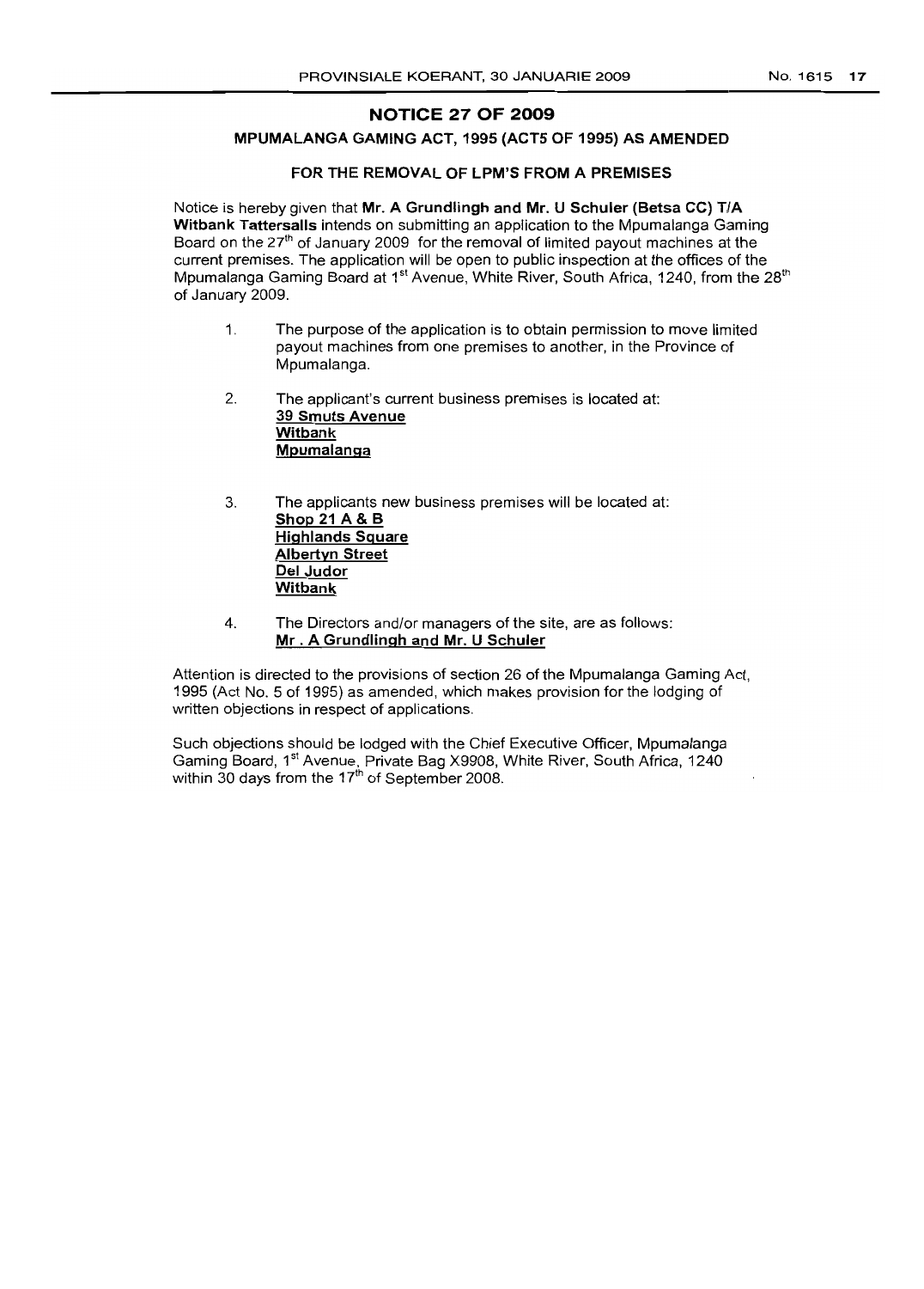## NOTICE 27 OF 2009

### MPUMALANGA GAMING ACT, 1995 (ACT5 OF 1995) AS AMENDED

### FOR THE REMOVAL OF LPM'S FROM A PREMISES

Notice is hereby given that **Mr. A Grundlingh and Mr. U Schuler (Betsa CC) T/A Witbank Tattersalls** intends on submitting an application to the Mpumalanga Gaming Board on the 27th of January 2009 for the removal of limited payout machines at the current premises. The application will be open to public inspection at the offices of the Mpumalanga Gaming Board at 1st Avenue, White River, South Africa, 1240, from the 28th of January 2009.

1. The purpose of the application is to obtain permission to move limited payout machines from one premises to another, in the Province of Mpumalanga.

2. The applicant's current business premises is located at:
   **39 Smuts Avenue**
   **Witbank**
   **Mpumalanga**

3. The applicants new business premises will be located at:
   **Shop 21 A & B**
   **Highlands Square**
   **Albertyn Street**
   **Del Judor**
   **Witbank**

4. The Directors and/or managers of the site, are as follows:
   **Mr . A Grundlingh and Mr. U Schuler**

Attention is directed to the provisions of section 26 of the Mpumalanga Gaming Act, 1995 (Act No. 5 of 1995) as amended, which makes provision for the lodging of written objections in respect of applications.

Such objections should be lodged with the Chief Executive Officer, Mpumalanga Gaming Board, 1st Avenue, Private Bag X9908, White River, South Africa, 1240 within 30 days from the 17th of September 2008.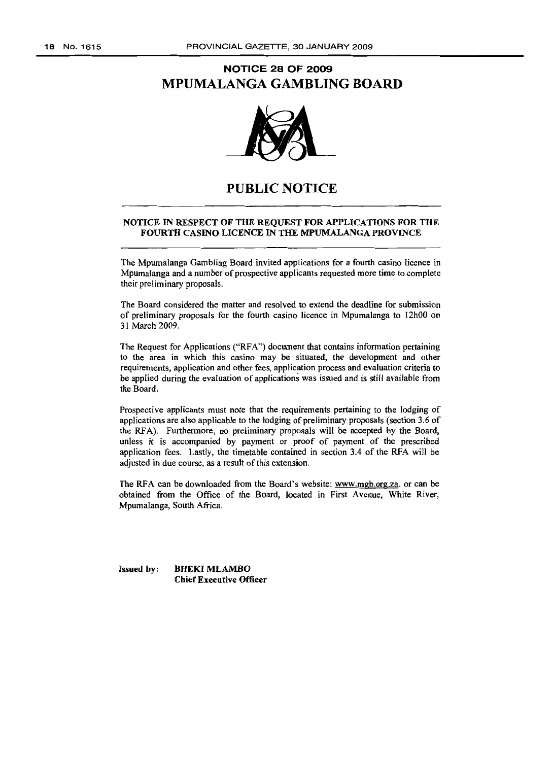# NOTICE 28 OF 2009

# MPUMALANGA GAMBLING BOARD

## PUBLIC NOTICE

### NOTICE IN RESPECT OF THE REQUEST FOR APPLICATIONS FOR THE FOURTH CASINO LICENCE IN THE MPUMALANGA PROVINCE

The Mpumalanga Gambling Board invited applications for a fourth casino licence in Mpumalanga and a number of prospective applicants requested more time to complete their preliminary proposals.

The Board considered the matter and resolved to extend the deadline for submission of preliminary proposals for the fourth casino licence in Mpumalanga to 12h00 on 31 March 2009.

The Request for Applications ("RFA") document that contains information pertaining to the area in which this casino may be situated, the development and other requirements, application and other fees, application process and evaluation criteria to be applied during the evaluation of applications was issued and is still available from the Board.

Prospective applicants must note that the requirements pertaining to the lodging of applications are also applicable to the lodging of preliminary proposals (section 3.6 of the RFA). Furthermore, no preliminary proposals will be accepted by the Board, unless it is accompanied by payment or proof of payment of the prescribed application fees. Lastly, the timetable contained in section 3.4 of the RFA will be adjusted in due course, as a result of this extension.

The RFA can be downloaded from the Board's website: www.mgb.org.za. or can be obtained from the Office of the Board, located in First Avenue, White River, Mpumalanga, South Africa.

**Issued by: BHEKI MLAMBO**
**Chief Executive Officer**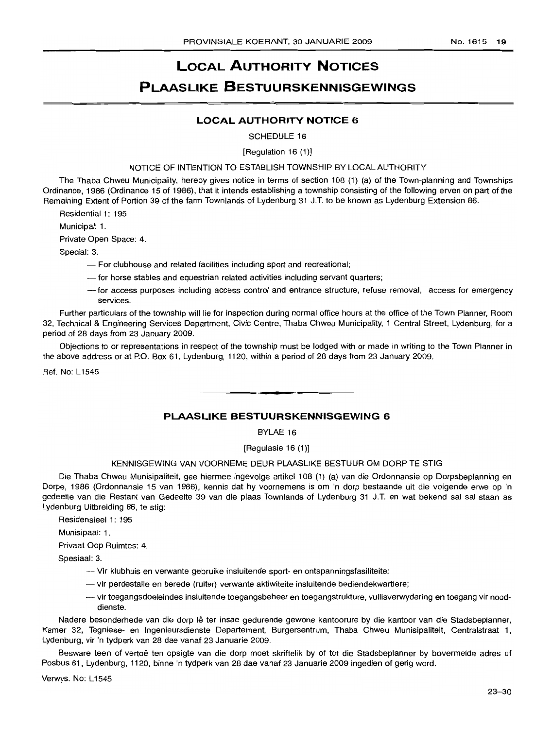# LOCAL AUTHORITY NOTICES

# PLAASLIKE BESTUURSKENNISGEWINGS

## LOCAL AUTHORITY NOTICE 6

SCHEDULE 16

[Regulation 16 (1)]

NOTICE OF INTENTION TO ESTABLISH TOWNSHIP BY LOCAL AUTHORITY

The Thaba Chweu Municipality, hereby gives notice in terms of section 108 (1) (a) of the Town-planning and Townships Ordinance, 1986 (Ordinance 15 of 1986), that it intends establishing a township consisting of the following erven on part of the Remaining Extent of Portion 39 of the farm Townlands of Lydenburg 31 J.T. to be known as Lydenburg Extension 86.

Residential 1: 195

Municipal: 1.

Private Open Space: 4.

Special: 3.

- For clubhouse and related facilities including sport and recreational;
- for horse stables and equestrian related activities including servant quarters;
- for access purposes including access control and entrance structure, refuse removal, access for emergency services.

Further particulars of the township will lie for inspection during normal office hours at the office of the Town Planner, Room 32, Technical & Engineering Services Department, Civic Centre, Thaba Chweu Municipality, 1 Central Street, Lydenburg, for a period of 28 days from 23 January 2009.

Objections to or representations in respect of the township must be lodged with or made in writing to the Town Planner in the above address or at P.O. Box 61, Lydenburg, 1120, within a period of 28 days from 23 January 2009.

Ref. No: L1545

---

## PLAASLIKE BESTUURSKENNISGEWING 6

BYLAE 16

[Regulasie 16 (1)]

KENNISGEWING VAN VOORNEME DEUR PLAASLIKE BESTUUR OM DORP TE STIG

Die Thaba Chweu Munisipaliteit, gee hiermee ingevolge artikel 108 (1) (a) van die Ordonnansie op Dorpsbeplanning en Dorpe, 1986 (Ordonnansie 15 van 1986), kennis dat hy voornemens is om 'n dorp bestaande uit die volgende erwe op 'n gedeelte van die Restant van Gedeelte 39 van die plaas Townlands of Lydenburg 31 J.T. en wat bekend sal sal staan as Lydenburg Uitbreiding 86, te stig:

Residensieel 1: 195

Munisipaal: 1.

Privaat Oop Ruimtes: 4.

Spesiaal: 3.

- Vir klubhuis en verwante gebruike insluitende sport- en ontspanningsfasiliteite;
- vir perdestalle en berede (ruiter) verwante aktiwiteite insluitende bediendekwartiere;
- vir toegangsdoeleindes insluitende toegangsbeheer en toegangstrukture, vullisverwydering en toegang vir nooddienste.

Nadere besonderhede van die dorp lê ter insae gedurende gewone kantoorure by die kantoor van die Stadsbeplanner, Kamer 32, Tegniese- en Ingenieursdienste Departement, Burgersentrum, Thaba Chweu Munisipaliteit, Centralstraat 1, Lydenburg, vir 'n tydperk van 28 dae vanaf 23 Januarie 2009.

Besware teen of vertoë ten opsigte van die dorp moet skriftelik by of tot die Stadsbeplanner by bovermelde adres of Posbus 61, Lydenburg, 1120, binne 'n tydperk van 28 dae vanaf 23 Januarie 2009 ingedien of gerig word.

Verwys. No: L1545

23–30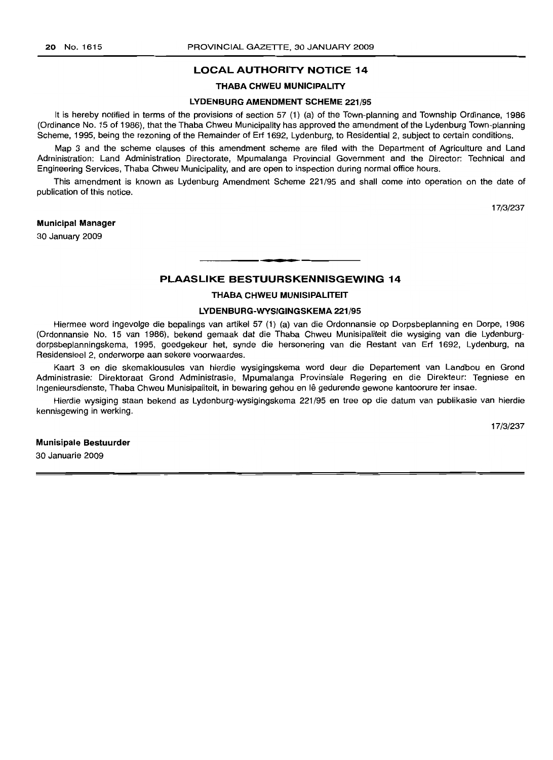## LOCAL AUTHORITY NOTICE 14

### THABA CHWEU MUNICIPALITY

### LYDENBURG AMENDMENT SCHEME 221/95

It is hereby notified in terms of the provisions of section 57 (1) (a) of the Town-planning and Township Ordinance, 1986 (Ordinance No. 15 of 1986), that the Thaba Chweu Municipality has approved the amendment of the Lydenburg Town-planning Scheme, 1995, being the rezoning of the Remainder of Erf 1692, Lydenburg, to Residential 2, subject to certain conditions.

Map 3 and the scheme clauses of this amendment scheme are filed with the Department of Agriculture and Land Administration: Land Administration Directorate, Mpumalanga Provincial Government and the Director: Technical and Engineering Services, Thaba Chweu Municipality, and are open to inspection during normal office hours.

This amendment is known as Lydenburg Amendment Scheme 221/95 and shall come into operation on the date of publication of this notice.

17/3/237

**Municipal Manager**

30 January 2009

---

## PLAASLIKE BESTUURSKENNISGEWING 14

### THABA CHWEU MUNISIPALITEIT

### LYDENBURG-WYSIGINGSKEMA 221/95

Hiermee word ingevolge die bepalings van artikel 57 (1) (a) van die Ordonnansie op Dorpsbeplanning en Dorpe, 1986 (Ordonnansie No. 15 van 1986), bekend gemaak dat die Thaba Chweu Munisipaliteit die wysiging van die Lydenburg-dorpsbeplanningskema, 1995, goedgekeur het, synde die hersonering van die Restant van Erf 1692, Lydenburg, na Residensieel 2, onderworpe aan sekere voorwaardes.

Kaart 3 en die skemaklousules van hierdie wysigingskema word deur die Departement van Landbou en Grond Administrasie: Direktoraat Grond Administrasie, Mpumalanga Provinsiale Regering en die Direkteur: Tegniese en Ingenieursdienste, Thaba Chweu Munisipaliteit, in bewaring gehou en lê gedurende gewone kantoorure ter insae.

Hierdie wysiging staan bekend as Lydenburg-wysigingskema 221/95 en tree op die datum van publikasie van hierdie kennisgewing in werking.

17/3/237

**Munisipale Bestuurder**

30 Januarie 2009